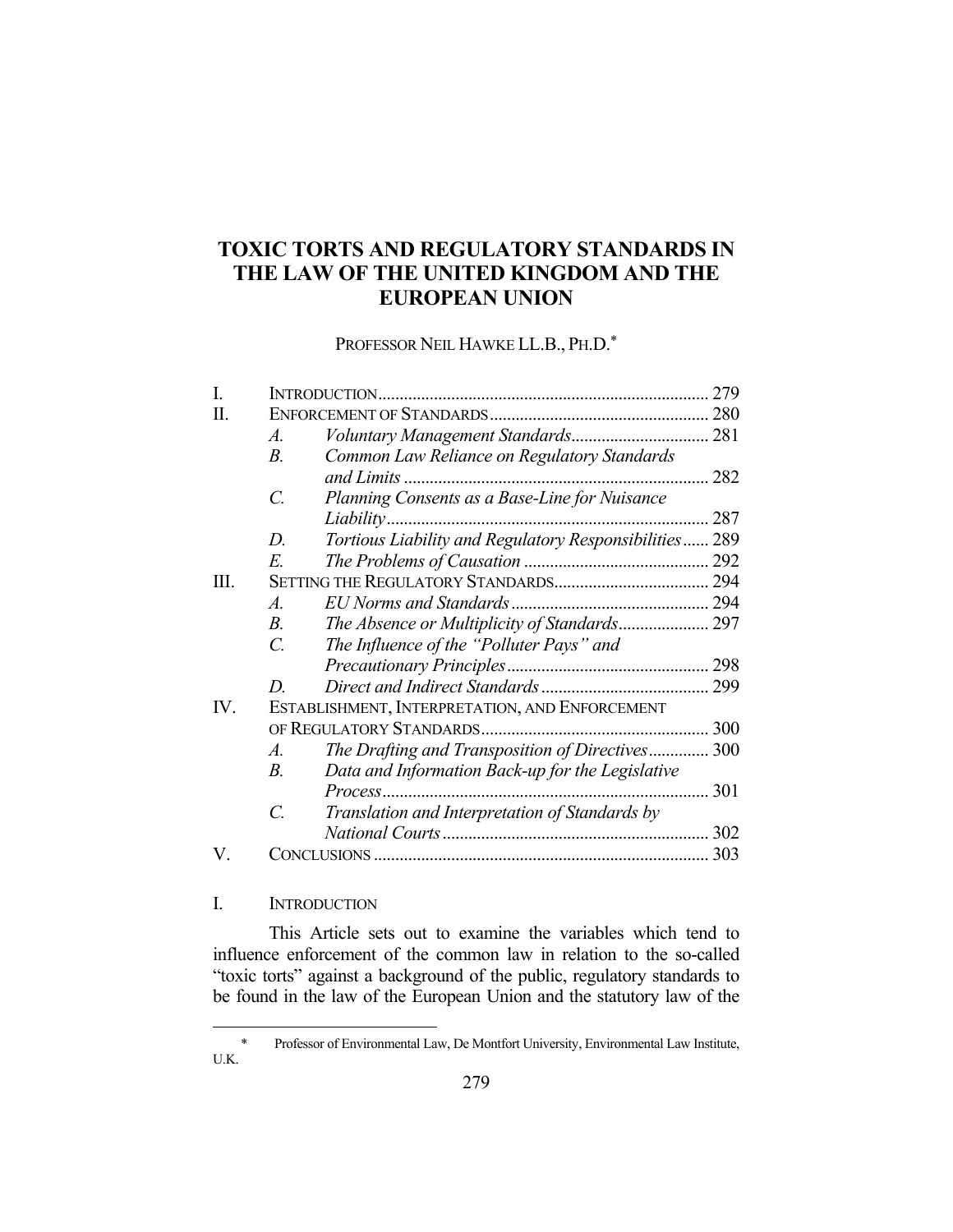# TOXIC TORTS AND REGULATORY STANDARDS IN THE LAW OF THE UNITED KINGDOM AND THE EUROPEAN UNION

PROFESSOR NEIL HAWKE LL.B., PH.D.*

| | | | |
|---|---|---|---|
| I. | INTRODUCTION | | 279 |
| II. | ENFORCEMENT OF STANDARDS | | 280 |
| | *A.* | *Voluntary Management Standards* | 281 |
| | *B.* | *Common Law Reliance on Regulatory Standards and Limits* | 282 |
| | *C.* | *Planning Consents as a Base-Line for Nuisance Liability* | 287 |
| | *D.* | *Tortious Liability and Regulatory Responsibilities* | 289 |
| | *E.* | *The Problems of Causation* | 292 |
| III. | SETTING THE REGULATORY STANDARDS | | 294 |
| | *A.* | *EU Norms and Standards* | 294 |
| | *B.* | *The Absence or Multiplicity of Standards* | 297 |
| | *C.* | *The Influence of the "Polluter Pays" and Precautionary Principles* | 298 |
| | *D.* | *Direct and Indirect Standards* | 299 |
| IV. | ESTABLISHMENT, INTERPRETATION, AND ENFORCEMENT OF REGULATORY STANDARDS | | 300 |
| | *A.* | *The Drafting and Transposition of Directives* | 300 |
| | *B.* | *Data and Information Back-up for the Legislative Process* | 301 |
| | *C.* | *Translation and Interpretation of Standards by National Courts* | 302 |
| V. | CONCLUSIONS | | 303 |

## I. INTRODUCTION

This Article sets out to examine the variables which tend to influence enforcement of the common law in relation to the so-called "toxic torts" against a background of the public, regulatory standards to be found in the law of the European Union and the statutory law of the

---

\* Professor of Environmental Law, De Montfort University, Environmental Law Institute, U.K.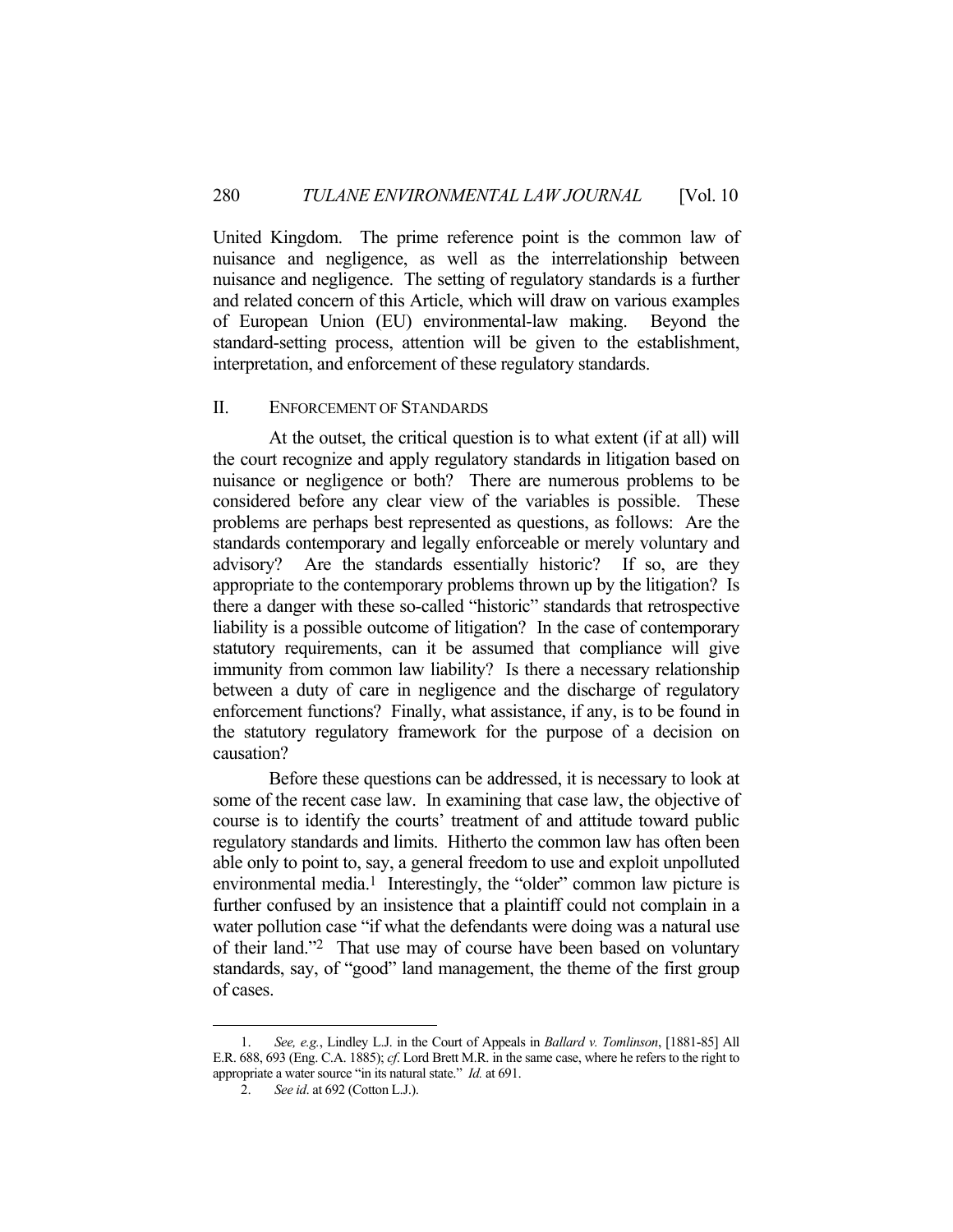United Kingdom. The prime reference point is the common law of nuisance and negligence, as well as the interrelationship between nuisance and negligence. The setting of regulatory standards is a further and related concern of this Article, which will draw on various examples of European Union (EU) environmental-law making. Beyond the standard-setting process, attention will be given to the establishment, interpretation, and enforcement of these regulatory standards.

## II. ENFORCEMENT OF STANDARDS

At the outset, the critical question is to what extent (if at all) will the court recognize and apply regulatory standards in litigation based on nuisance or negligence or both? There are numerous problems to be considered before any clear view of the variables is possible. These problems are perhaps best represented as questions, as follows: Are the standards contemporary and legally enforceable or merely voluntary and advisory? Are the standards essentially historic? If so, are they appropriate to the contemporary problems thrown up by the litigation? Is there a danger with these so-called "historic" standards that retrospective liability is a possible outcome of litigation? In the case of contemporary statutory requirements, can it be assumed that compliance will give immunity from common law liability? Is there a necessary relationship between a duty of care in negligence and the discharge of regulatory enforcement functions? Finally, what assistance, if any, is to be found in the statutory regulatory framework for the purpose of a decision on causation?

Before these questions can be addressed, it is necessary to look at some of the recent case law. In examining that case law, the objective of course is to identify the courts' treatment of and attitude toward public regulatory standards and limits. Hitherto the common law has often been able only to point to, say, a general freedom to use and exploit unpolluted environmental media.[1] Interestingly, the "older" common law picture is further confused by an insistence that a plaintiff could not complain in a water pollution case "if what the defendants were doing was a natural use of their land."[2] That use may of course have been based on voluntary standards, say, of "good" land management, the theme of the first group of cases.

---

1. *See, e.g.*, Lindley L.J. in the Court of Appeals in *Ballard v. Tomlinson*, [1881-85] All E.R. 688, 693 (Eng. C.A. 1885); *cf*. Lord Brett M.R. in the same case, where he refers to the right to appropriate a water source "in its natural state." *Id.* at 691.

2. *See id*. at 692 (Cotton L.J.).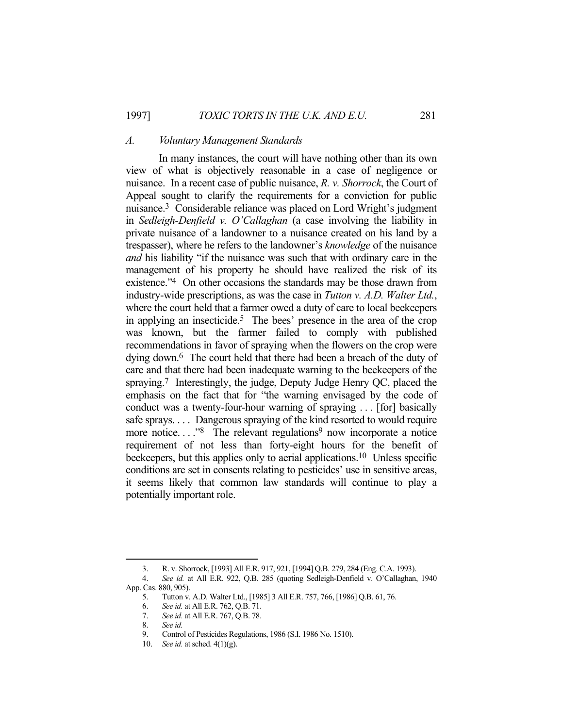### *A. Voluntary Management Standards*

In many instances, the court will have nothing other than its own view of what is objectively reasonable in a case of negligence or nuisance. In a recent case of public nuisance, *R. v. Shorrock*, the Court of Appeal sought to clarify the requirements for a conviction for public nuisance.[3] Considerable reliance was placed on Lord Wright's judgment in *Sedleigh-Denfield v. O'Callaghan* (a case involving the liability in private nuisance of a landowner to a nuisance created on his land by a trespasser), where he refers to the landowner's *knowledge* of the nuisance *and* his liability "if the nuisance was such that with ordinary care in the management of his property he should have realized the risk of its existence."[4] On other occasions the standards may be those drawn from industry-wide prescriptions, as was the case in *Tutton v. A.D. Walter Ltd.*, where the court held that a farmer owed a duty of care to local beekeepers in applying an insecticide.[5] The bees' presence in the area of the crop was known, but the farmer failed to comply with published recommendations in favor of spraying when the flowers on the crop were dying down.[6] The court held that there had been a breach of the duty of care and that there had been inadequate warning to the beekeepers of the spraying.[7] Interestingly, the judge, Deputy Judge Henry QC, placed the emphasis on the fact that for "the warning envisaged by the code of conduct was a twenty-four-hour warning of spraying . . . [for] basically safe sprays. . . . Dangerous spraying of the kind resorted to would require more notice. . . ."[8] The relevant regulations[9] now incorporate a notice requirement of not less than forty-eight hours for the benefit of beekeepers, but this applies only to aerial applications.[10] Unless specific conditions are set in consents relating to pesticides' use in sensitive areas, it seems likely that common law standards will continue to play a potentially important role.

---

3. R. v. Shorrock, [1993] All E.R. 917, 921, [1994] Q.B. 279, 284 (Eng. C.A. 1993).
4. *See id.* at All E.R. 922, Q.B. 285 (quoting Sedleigh-Denfield v. O'Callaghan, 1940 App. Cas. 880, 905).
5. Tutton v. A.D. Walter Ltd., [1985] 3 All E.R. 757, 766, [1986] Q.B. 61, 76.
6. *See id.* at All E.R. 762, Q.B. 71.
7. *See id.* at All E.R. 767, Q.B. 78.
8. *See id.*
9. Control of Pesticides Regulations, 1986 (S.I. 1986 No. 1510).
10. *See id.* at sched. 4(1)(g).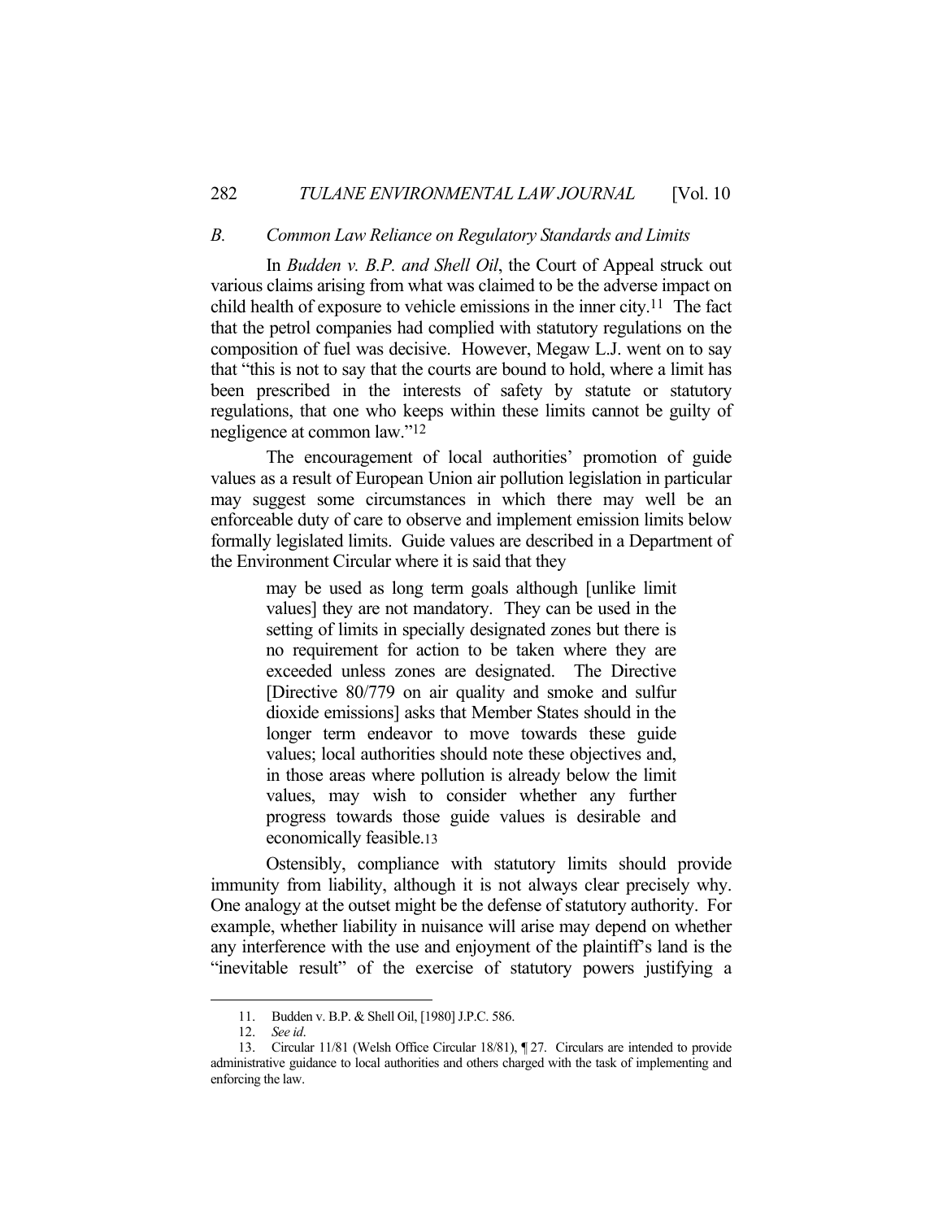### *B. Common Law Reliance on Regulatory Standards and Limits*

In *Budden v. B.P. and Shell Oil*, the Court of Appeal struck out various claims arising from what was claimed to be the adverse impact on child health of exposure to vehicle emissions in the inner city.[11] The fact that the petrol companies had complied with statutory regulations on the composition of fuel was decisive. However, Megaw L.J. went on to say that "this is not to say that the courts are bound to hold, where a limit has been prescribed in the interests of safety by statute or statutory regulations, that one who keeps within these limits cannot be guilty of negligence at common law."[12]

The encouragement of local authorities' promotion of guide values as a result of European Union air pollution legislation in particular may suggest some circumstances in which there may well be an enforceable duty of care to observe and implement emission limits below formally legislated limits. Guide values are described in a Department of the Environment Circular where it is said that they

> may be used as long term goals although [unlike limit values] they are not mandatory. They can be used in the setting of limits in specially designated zones but there is no requirement for action to be taken where they are exceeded unless zones are designated. The Directive [Directive 80/779 on air quality and smoke and sulfur dioxide emissions] asks that Member States should in the longer term endeavor to move towards these guide values; local authorities should note these objectives and, in those areas where pollution is already below the limit values, may wish to consider whether any further progress towards those guide values is desirable and economically feasible.[13]

Ostensibly, compliance with statutory limits should provide immunity from liability, although it is not always clear precisely why. One analogy at the outset might be the defense of statutory authority. For example, whether liability in nuisance will arise may depend on whether any interference with the use and enjoyment of the plaintiff's land is the "inevitable result" of the exercise of statutory powers justifying a

---

11. Budden v. B.P. & Shell Oil, [1980] J.P.C. 586.

12. *See id.*

13. Circular 11/81 (Welsh Office Circular 18/81), ¶ 27. Circulars are intended to provide administrative guidance to local authorities and others charged with the task of implementing and enforcing the law.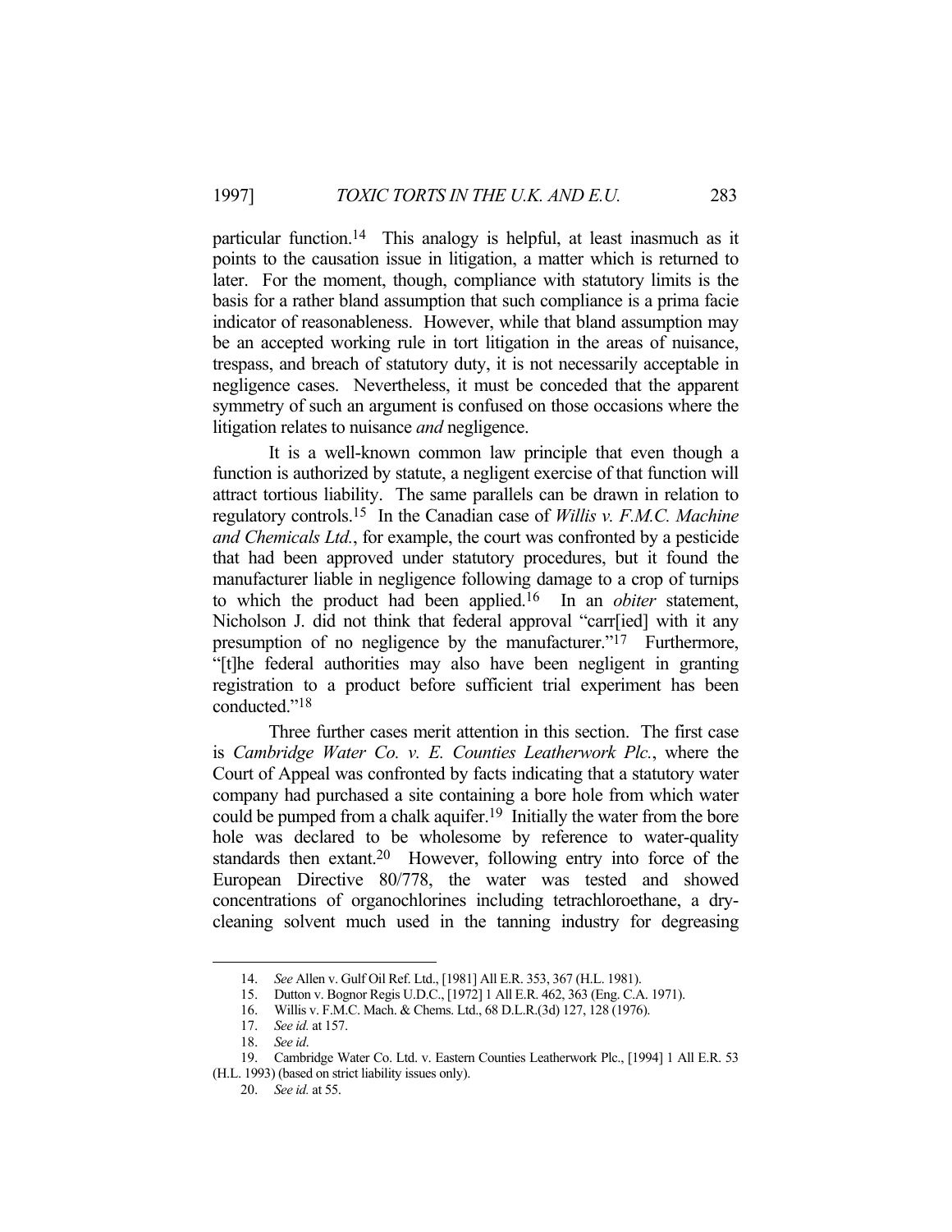particular function.[14] This analogy is helpful, at least inasmuch as it points to the causation issue in litigation, a matter which is returned to later. For the moment, though, compliance with statutory limits is the basis for a rather bland assumption that such compliance is a prima facie indicator of reasonableness. However, while that bland assumption may be an accepted working rule in tort litigation in the areas of nuisance, trespass, and breach of statutory duty, it is not necessarily acceptable in negligence cases. Nevertheless, it must be conceded that the apparent symmetry of such an argument is confused on those occasions where the litigation relates to nuisance *and* negligence.

It is a well-known common law principle that even though a function is authorized by statute, a negligent exercise of that function will attract tortious liability. The same parallels can be drawn in relation to regulatory controls.[15] In the Canadian case of *Willis v. F.M.C. Machine and Chemicals Ltd.*, for example, the court was confronted by a pesticide that had been approved under statutory procedures, but it found the manufacturer liable in negligence following damage to a crop of turnips to which the product had been applied.[16] In an *obiter* statement, Nicholson J. did not think that federal approval "carr[ied] with it any presumption of no negligence by the manufacturer."[17] Furthermore, "[t]he federal authorities may also have been negligent in granting registration to a product before sufficient trial experiment has been conducted."[18]

Three further cases merit attention in this section. The first case is *Cambridge Water Co. v. E. Counties Leatherwork Plc.*, where the Court of Appeal was confronted by facts indicating that a statutory water company had purchased a site containing a bore hole from which water could be pumped from a chalk aquifer.[19] Initially the water from the bore hole was declared to be wholesome by reference to water-quality standards then extant.[20] However, following entry into force of the European Directive 80/778, the water was tested and showed concentrations of organochlorines including tetrachloroethane, a dry-cleaning solvent much used in the tanning industry for degreasing

---

14. *See* Allen v. Gulf Oil Ref. Ltd., [1981] All E.R. 353, 367 (H.L. 1981).

15. Dutton v. Bognor Regis U.D.C., [1972] 1 All E.R. 462, 363 (Eng. C.A. 1971).

16. Willis v. F.M.C. Mach. & Chems. Ltd., 68 D.L.R.(3d) 127, 128 (1976).

17. *See id.* at 157.

18. *See id.*

19. Cambridge Water Co. Ltd. v. Eastern Counties Leatherwork Plc., [1994] 1 All E.R. 53 (H.L. 1993) (based on strict liability issues only).

20. *See id.* at 55.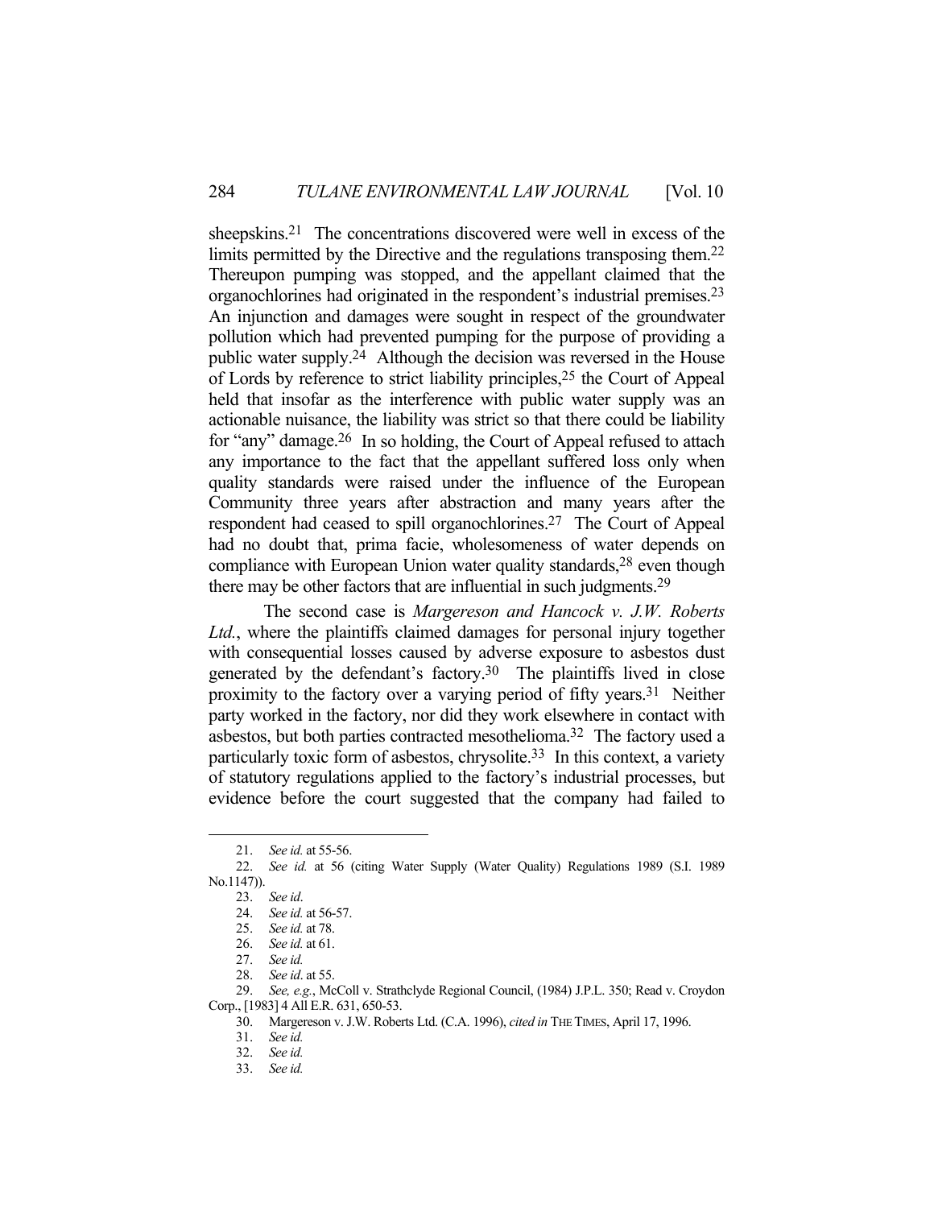sheepskins.[21] The concentrations discovered were well in excess of the limits permitted by the Directive and the regulations transposing them.[22] Thereupon pumping was stopped, and the appellant claimed that the organochlorines had originated in the respondent's industrial premises.[23] An injunction and damages were sought in respect of the groundwater pollution which had prevented pumping for the purpose of providing a public water supply.[24] Although the decision was reversed in the House of Lords by reference to strict liability principles,[25] the Court of Appeal held that insofar as the interference with public water supply was an actionable nuisance, the liability was strict so that there could be liability for "any" damage.[26] In so holding, the Court of Appeal refused to attach any importance to the fact that the appellant suffered loss only when quality standards were raised under the influence of the European Community three years after abstraction and many years after the respondent had ceased to spill organochlorines.[27] The Court of Appeal had no doubt that, prima facie, wholesomeness of water depends on compliance with European Union water quality standards,[28] even though there may be other factors that are influential in such judgments.[29]

The second case is *Margereson and Hancock v. J.W. Roberts Ltd.*, where the plaintiffs claimed damages for personal injury together with consequential losses caused by adverse exposure to asbestos dust generated by the defendant's factory.[30] The plaintiffs lived in close proximity to the factory over a varying period of fifty years.[31] Neither party worked in the factory, nor did they work elsewhere in contact with asbestos, but both parties contracted mesothelioma.[32] The factory used a particularly toxic form of asbestos, chrysolite.[33] In this context, a variety of statutory regulations applied to the factory's industrial processes, but evidence before the court suggested that the company had failed to

---

21. *See id.* at 55-56.
22. *See id.* at 56 (citing Water Supply (Water Quality) Regulations 1989 (S.I. 1989 No.1147)).
23. *See id*.
24. *See id.* at 56-57.
25. *See id.* at 78.
26. *See id.* at 61.
27. *See id.*
28. *See id*. at 55.
29. *See, e.g.*, McColl v. Strathclyde Regional Council, (1984) J.P.L. 350; Read v. Croydon Corp., [1983] 4 All E.R. 631, 650-53.
30. Margereson v. J.W. Roberts Ltd. (C.A. 1996), *cited in* THE TIMES, April 17, 1996.
31. *See id.*
32. *See id.*
33. *See id.*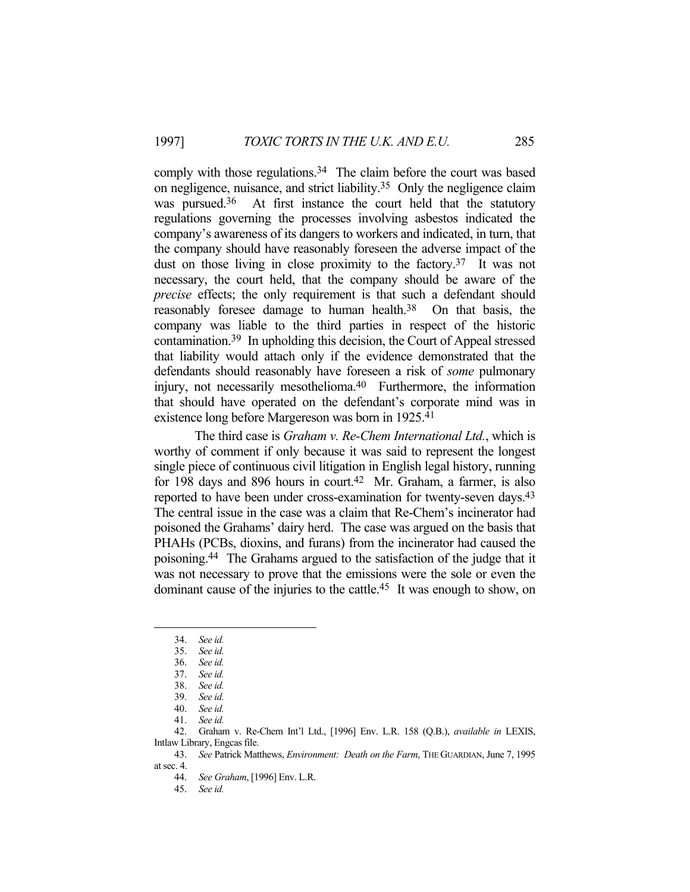comply with those regulations.[34] The claim before the court was based on negligence, nuisance, and strict liability.[35] Only the negligence claim was pursued.[36] At first instance the court held that the statutory regulations governing the processes involving asbestos indicated the company's awareness of its dangers to workers and indicated, in turn, that the company should have reasonably foreseen the adverse impact of the dust on those living in close proximity to the factory.[37] It was not necessary, the court held, that the company should be aware of the *precise* effects; the only requirement is that such a defendant should reasonably foresee damage to human health.[38] On that basis, the company was liable to the third parties in respect of the historic contamination.[39] In upholding this decision, the Court of Appeal stressed that liability would attach only if the evidence demonstrated that the defendants should reasonably have foreseen a risk of *some* pulmonary injury, not necessarily mesothelioma.[40] Furthermore, the information that should have operated on the defendant's corporate mind was in existence long before Margereson was born in 1925.[41]

The third case is *Graham v. Re-Chem International Ltd.*, which is worthy of comment if only because it was said to represent the longest single piece of continuous civil litigation in English legal history, running for 198 days and 896 hours in court.[42] Mr. Graham, a farmer, is also reported to have been under cross-examination for twenty-seven days.[43] The central issue in the case was a claim that Re-Chem's incinerator had poisoned the Grahams' dairy herd. The case was argued on the basis that PHAHs (PCBs, dioxins, and furans) from the incinerator had caused the poisoning.[44] The Grahams argued to the satisfaction of the judge that it was not necessary to prove that the emissions were the sole or even the dominant cause of the injuries to the cattle.[45] It was enough to show, on

---

34. *See id.*
35. *See id.*
36. *See id.*
37. *See id.*
38. *See id.*
39. *See id.*
40. *See id.*
41. *See id.*
42. Graham v. Re-Chem Int'l Ltd., [1996] Env. L.R. 158 (Q.B.), *available in* LEXIS, Intlaw Library, Engcas file.
43. *See* Patrick Matthews, *Environment: Death on the Farm*, THE GUARDIAN, June 7, 1995 at sec. 4.
44. *See Graham*, [1996] Env. L.R.
45. *See id.*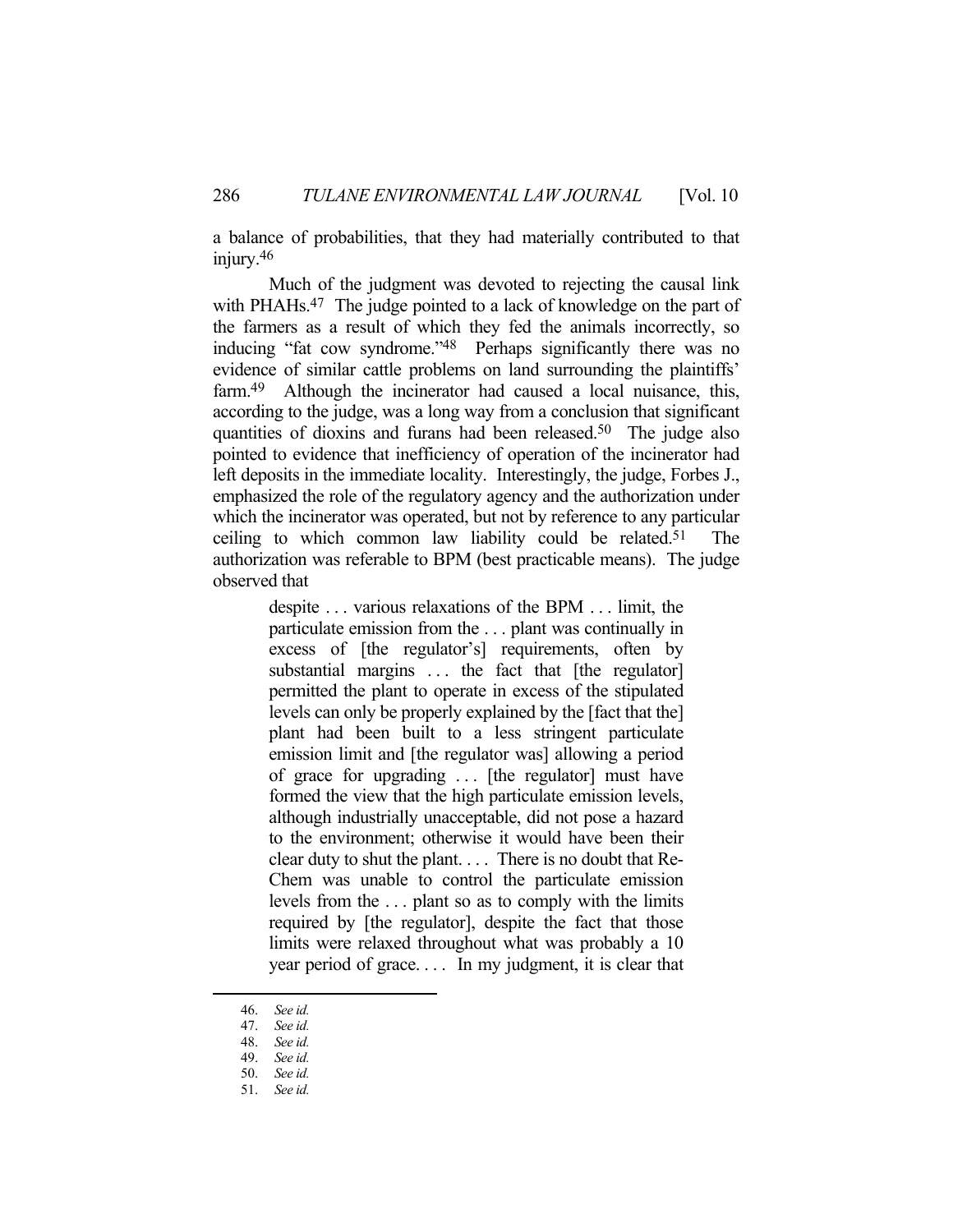a balance of probabilities, that they had materially contributed to that injury.[46]

Much of the judgment was devoted to rejecting the causal link with PHAHs.[47] The judge pointed to a lack of knowledge on the part of the farmers as a result of which they fed the animals incorrectly, so inducing "fat cow syndrome."[48] Perhaps significantly there was no evidence of similar cattle problems on land surrounding the plaintiffs' farm.[49] Although the incinerator had caused a local nuisance, this, according to the judge, was a long way from a conclusion that significant quantities of dioxins and furans had been released.[50] The judge also pointed to evidence that inefficiency of operation of the incinerator had left deposits in the immediate locality. Interestingly, the judge, Forbes J., emphasized the role of the regulatory agency and the authorization under which the incinerator was operated, but not by reference to any particular ceiling to which common law liability could be related.[51] The authorization was referable to BPM (best practicable means). The judge observed that

> despite . . . various relaxations of the BPM . . . limit, the particulate emission from the . . . plant was continually in excess of [the regulator's] requirements, often by substantial margins . . . the fact that [the regulator] permitted the plant to operate in excess of the stipulated levels can only be properly explained by the [fact that the] plant had been built to a less stringent particulate emission limit and [the regulator was] allowing a period of grace for upgrading . . . [the regulator] must have formed the view that the high particulate emission levels, although industrially unacceptable, did not pose a hazard to the environment; otherwise it would have been their clear duty to shut the plant. . . . There is no doubt that Re-Chem was unable to control the particulate emission levels from the . . . plant so as to comply with the limits required by [the regulator], despite the fact that those limits were relaxed throughout what was probably a 10 year period of grace. . . . In my judgment, it is clear that

---

46. *See id.*
47. *See id.*
48. *See id.*
49. *See id.*
50. *See id.*
51. *See id.*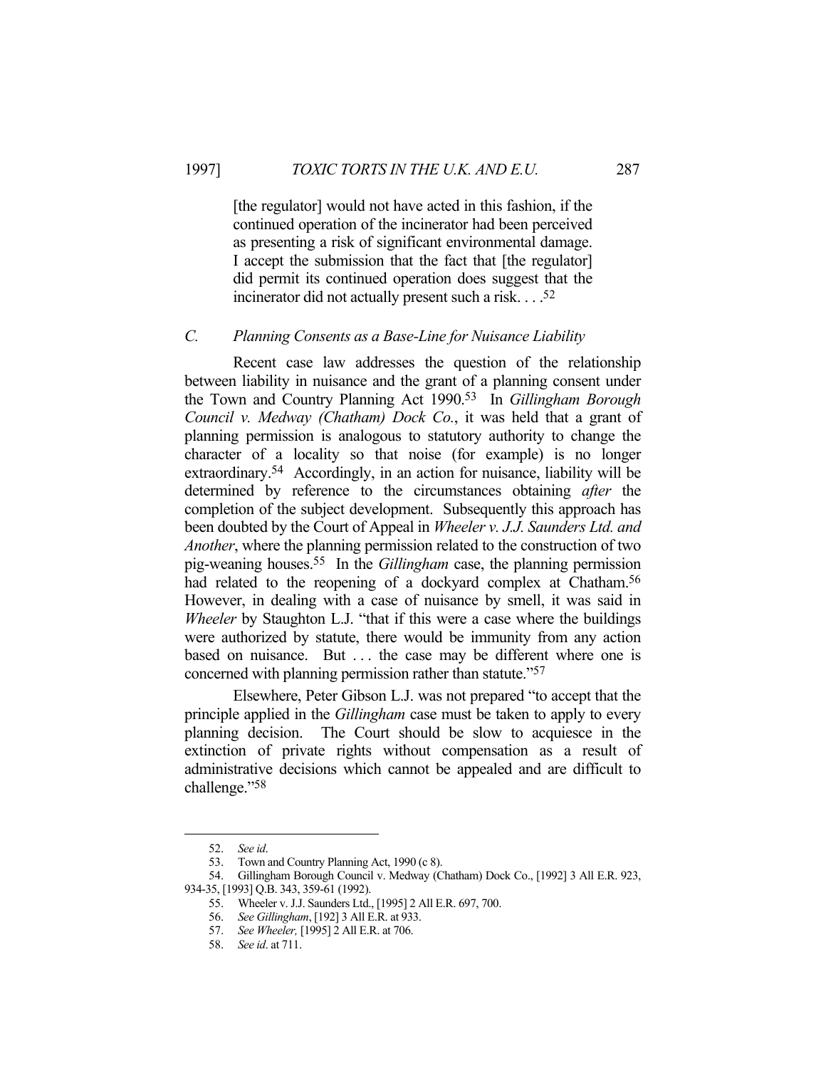> [the regulator] would not have acted in this fashion, if the continued operation of the incinerator had been perceived as presenting a risk of significant environmental damage. I accept the submission that the fact that [the regulator] did permit its continued operation does suggest that the incinerator did not actually present such a risk. . . .[52]

### *C. Planning Consents as a Base-Line for Nuisance Liability*

Recent case law addresses the question of the relationship between liability in nuisance and the grant of a planning consent under the Town and Country Planning Act 1990.[53] In *Gillingham Borough Council v. Medway (Chatham) Dock Co.*, it was held that a grant of planning permission is analogous to statutory authority to change the character of a locality so that noise (for example) is no longer extraordinary.[54] Accordingly, in an action for nuisance, liability will be determined by reference to the circumstances obtaining *after* the completion of the subject development. Subsequently this approach has been doubted by the Court of Appeal in *Wheeler v. J.J. Saunders Ltd. and Another*, where the planning permission related to the construction of two pig-weaning houses.[55] In the *Gillingham* case, the planning permission had related to the reopening of a dockyard complex at Chatham.[56] However, in dealing with a case of nuisance by smell, it was said in *Wheeler* by Staughton L.J. "that if this were a case where the buildings were authorized by statute, there would be immunity from any action based on nuisance. But . . . the case may be different where one is concerned with planning permission rather than statute."[57]

Elsewhere, Peter Gibson L.J. was not prepared "to accept that the principle applied in the *Gillingham* case must be taken to apply to every planning decision. The Court should be slow to acquiesce in the extinction of private rights without compensation as a result of administrative decisions which cannot be appealed and are difficult to challenge."[58]

---

52. *See id*.

53. Town and Country Planning Act, 1990 (c 8).

54. Gillingham Borough Council v. Medway (Chatham) Dock Co., [1992] 3 All E.R. 923, 934-35, [1993] Q.B. 343, 359-61 (1992).

55. Wheeler v. J.J. Saunders Ltd., [1995] 2 All E.R. 697, 700.

56. *See Gillingham*, [192] 3 All E.R. at 933.

57. *See Wheeler,* [1995] 2 All E.R. at 706.

58. *See id*. at 711.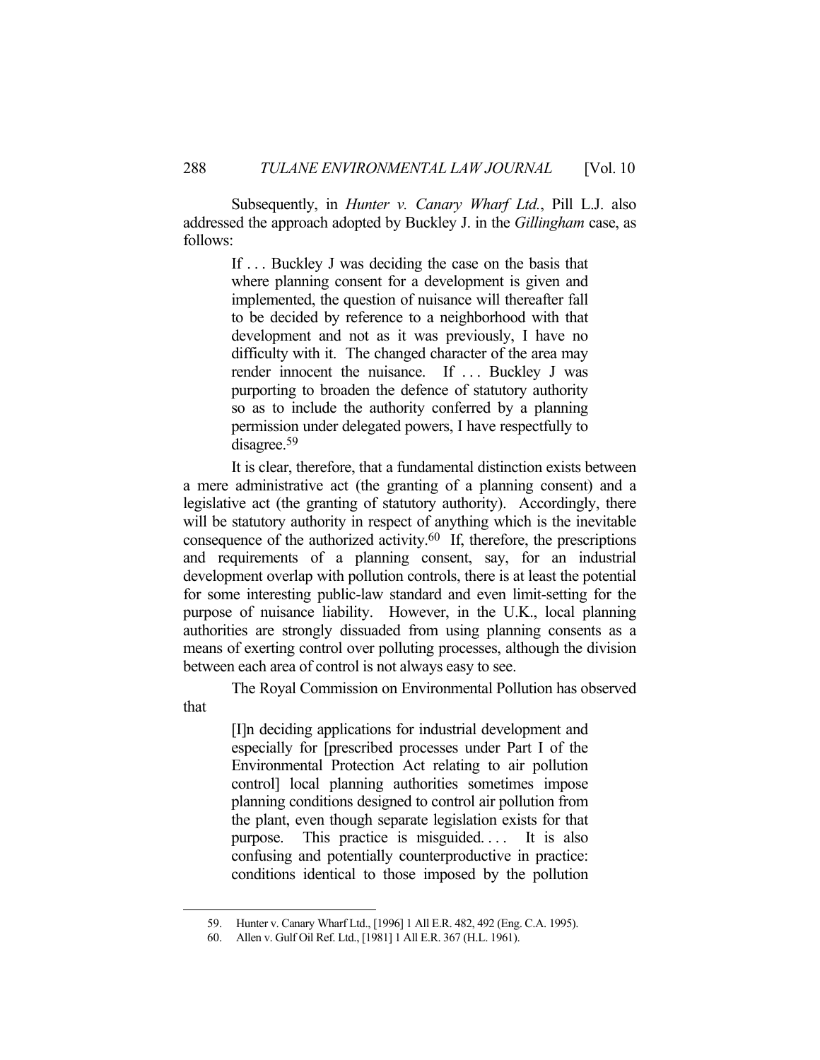Subsequently, in *Hunter v. Canary Wharf Ltd.*, Pill L.J. also addressed the approach adopted by Buckley J. in the *Gillingham* case, as follows:

> If . . . Buckley J was deciding the case on the basis that where planning consent for a development is given and implemented, the question of nuisance will thereafter fall to be decided by reference to a neighborhood with that development and not as it was previously, I have no difficulty with it. The changed character of the area may render innocent the nuisance. If . . . Buckley J was purporting to broaden the defence of statutory authority so as to include the authority conferred by a planning permission under delegated powers, I have respectfully to disagree.[59]

It is clear, therefore, that a fundamental distinction exists between a mere administrative act (the granting of a planning consent) and a legislative act (the granting of statutory authority). Accordingly, there will be statutory authority in respect of anything which is the inevitable consequence of the authorized activity.[60] If, therefore, the prescriptions and requirements of a planning consent, say, for an industrial development overlap with pollution controls, there is at least the potential for some interesting public-law standard and even limit-setting for the purpose of nuisance liability. However, in the U.K., local planning authorities are strongly dissuaded from using planning consents as a means of exerting control over polluting processes, although the division between each area of control is not always easy to see.

The Royal Commission on Environmental Pollution has observed that

> [I]n deciding applications for industrial development and especially for [prescribed processes under Part I of the Environmental Protection Act relating to air pollution control] local planning authorities sometimes impose planning conditions designed to control air pollution from the plant, even though separate legislation exists for that purpose. This practice is misguided. . . . It is also confusing and potentially counterproductive in practice: conditions identical to those imposed by the pollution

---

59. Hunter v. Canary Wharf Ltd., [1996] 1 All E.R. 482, 492 (Eng. C.A. 1995).

60. Allen v. Gulf Oil Ref. Ltd., [1981] 1 All E.R. 367 (H.L. 1961).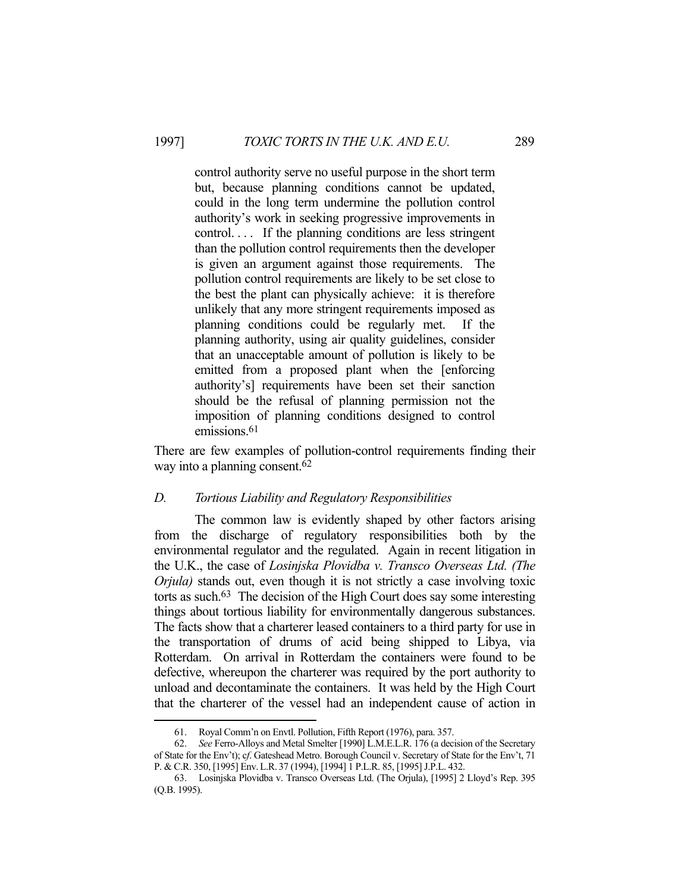> control authority serve no useful purpose in the short term but, because planning conditions cannot be updated, could in the long term undermine the pollution control authority's work in seeking progressive improvements in control. . . . If the planning conditions are less stringent than the pollution control requirements then the developer is given an argument against those requirements. The pollution control requirements are likely to be set close to the best the plant can physically achieve: it is therefore unlikely that any more stringent requirements imposed as planning conditions could be regularly met. If the planning authority, using air quality guidelines, consider that an unacceptable amount of pollution is likely to be emitted from a proposed plant when the [enforcing authority's] requirements have been set their sanction should be the refusal of planning permission not the imposition of planning conditions designed to control emissions.[61]

There are few examples of pollution-control requirements finding their way into a planning consent.[62]

### *D. Tortious Liability and Regulatory Responsibilities*

The common law is evidently shaped by other factors arising from the discharge of regulatory responsibilities both by the environmental regulator and the regulated. Again in recent litigation in the U.K., the case of *Losinjska Plovidba v. Transco Overseas Ltd. (The Orjula)* stands out, even though it is not strictly a case involving toxic torts as such.[63] The decision of the High Court does say some interesting things about tortious liability for environmentally dangerous substances. The facts show that a charterer leased containers to a third party for use in the transportation of drums of acid being shipped to Libya, via Rotterdam. On arrival in Rotterdam the containers were found to be defective, whereupon the charterer was required by the port authority to unload and decontaminate the containers. It was held by the High Court that the charterer of the vessel had an independent cause of action in

---

61. Royal Comm'n on Envtl. Pollution, Fifth Report (1976), para. 357.

62. *See* Ferro-Alloys and Metal Smelter [1990] L.M.E.L.R. 176 (a decision of the Secretary of State for the Env't); *cf.* Gateshead Metro. Borough Council v. Secretary of State for the Env't, 71 P. & C.R. 350, [1995] Env. L.R. 37 (1994), [1994] 1 P.L.R. 85, [1995] J.P.L. 432.

63. Losinjska Plovidba v. Transco Overseas Ltd. (The Orjula), [1995] 2 Lloyd's Rep. 395 (Q.B. 1995).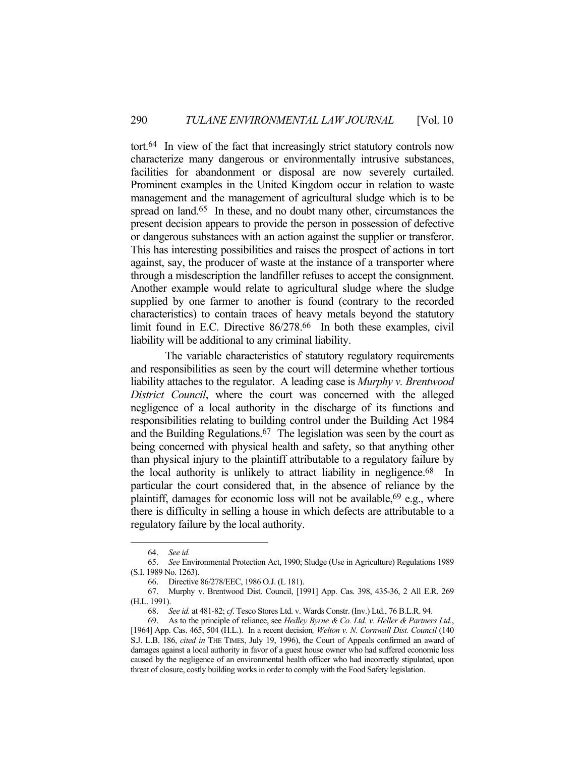tort.[64] In view of the fact that increasingly strict statutory controls now characterize many dangerous or environmentally intrusive substances, facilities for abandonment or disposal are now severely curtailed. Prominent examples in the United Kingdom occur in relation to waste management and the management of agricultural sludge which is to be spread on land.[65] In these, and no doubt many other, circumstances the present decision appears to provide the person in possession of defective or dangerous substances with an action against the supplier or transferor. This has interesting possibilities and raises the prospect of actions in tort against, say, the producer of waste at the instance of a transporter where through a misdescription the landfiller refuses to accept the consignment. Another example would relate to agricultural sludge where the sludge supplied by one farmer to another is found (contrary to the recorded characteristics) to contain traces of heavy metals beyond the statutory limit found in E.C. Directive 86/278.[66] In both these examples, civil liability will be additional to any criminal liability.

The variable characteristics of statutory regulatory requirements and responsibilities as seen by the court will determine whether tortious liability attaches to the regulator. A leading case is *Murphy v. Brentwood District Council*, where the court was concerned with the alleged negligence of a local authority in the discharge of its functions and responsibilities relating to building control under the Building Act 1984 and the Building Regulations.[67] The legislation was seen by the court as being concerned with physical health and safety, so that anything other than physical injury to the plaintiff attributable to a regulatory failure by the local authority is unlikely to attract liability in negligence.[68] In particular the court considered that, in the absence of reliance by the plaintiff, damages for economic loss will not be available,[69] e.g., where there is difficulty in selling a house in which defects are attributable to a regulatory failure by the local authority.

---

64. *See id.*

65. *See* Environmental Protection Act, 1990; Sludge (Use in Agriculture) Regulations 1989 (S.I. 1989 No. 1263).

66. Directive 86/278/EEC, 1986 O.J. (L 181).

67. Murphy v. Brentwood Dist. Council, [1991] App. Cas. 398, 435-36, 2 All E.R. 269 (H.L. 1991).

68. *See id.* at 481-82; *cf.* Tesco Stores Ltd. v. Wards Constr. (Inv.) Ltd., 76 B.L.R. 94.

69. As to the principle of reliance, see *Hedley Byrne & Co. Ltd. v. Heller & Partners Ltd.*, [1964] App. Cas. 465, 504 (H.L.). In a recent decision*, Welton v. N. Cornwall Dist. Council* (140 S.J. L.B. 186, *cited in* THE TIMES, July 19, 1996), the Court of Appeals confirmed an award of damages against a local authority in favor of a guest house owner who had suffered economic loss caused by the negligence of an environmental health officer who had incorrectly stipulated, upon threat of closure, costly building works in order to comply with the Food Safety legislation.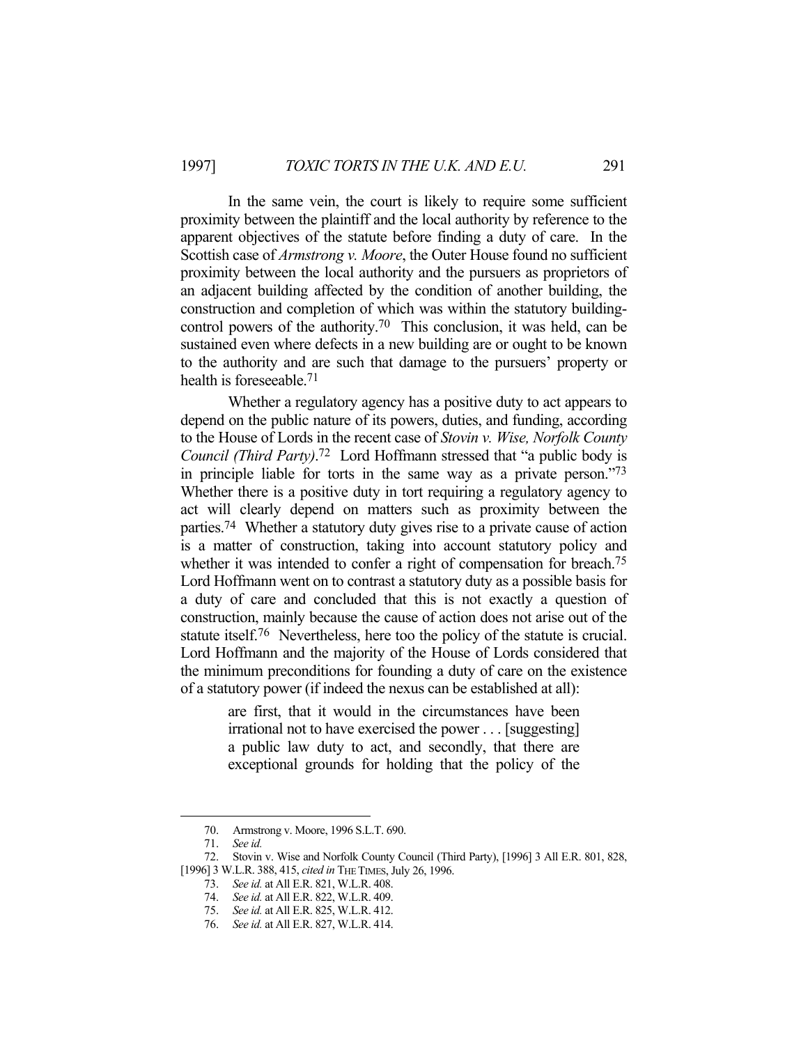In the same vein, the court is likely to require some sufficient proximity between the plaintiff and the local authority by reference to the apparent objectives of the statute before finding a duty of care. In the Scottish case of *Armstrong v. Moore*, the Outer House found no sufficient proximity between the local authority and the pursuers as proprietors of an adjacent building affected by the condition of another building, the construction and completion of which was within the statutory building-control powers of the authority.[70] This conclusion, it was held, can be sustained even where defects in a new building are or ought to be known to the authority and are such that damage to the pursuers' property or health is foreseeable.[71]

Whether a regulatory agency has a positive duty to act appears to depend on the public nature of its powers, duties, and funding, according to the House of Lords in the recent case of *Stovin v. Wise, Norfolk County Council (Third Party)*.[72] Lord Hoffmann stressed that "a public body is in principle liable for torts in the same way as a private person."[73] Whether there is a positive duty in tort requiring a regulatory agency to act will clearly depend on matters such as proximity between the parties.[74] Whether a statutory duty gives rise to a private cause of action is a matter of construction, taking into account statutory policy and whether it was intended to confer a right of compensation for breach.[75] Lord Hoffmann went on to contrast a statutory duty as a possible basis for a duty of care and concluded that this is not exactly a question of construction, mainly because the cause of action does not arise out of the statute itself.[76] Nevertheless, here too the policy of the statute is crucial. Lord Hoffmann and the majority of the House of Lords considered that the minimum preconditions for founding a duty of care on the existence of a statutory power (if indeed the nexus can be established at all):

> are first, that it would in the circumstances have been irrational not to have exercised the power . . . [suggesting] a public law duty to act, and secondly, that there are exceptional grounds for holding that the policy of the

---

70. Armstrong v. Moore, 1996 S.L.T. 690.

71. *See id.*

72. Stovin v. Wise and Norfolk County Council (Third Party), [1996] 3 All E.R. 801, 828, [1996] 3 W.L.R. 388, 415, *cited in* THE TIMES, July 26, 1996.

73. *See id.* at All E.R. 821, W.L.R. 408.

74. *See id.* at All E.R. 822, W.L.R. 409.

75. *See id.* at All E.R. 825, W.L.R. 412.

76. *See id.* at All E.R. 827, W.L.R. 414.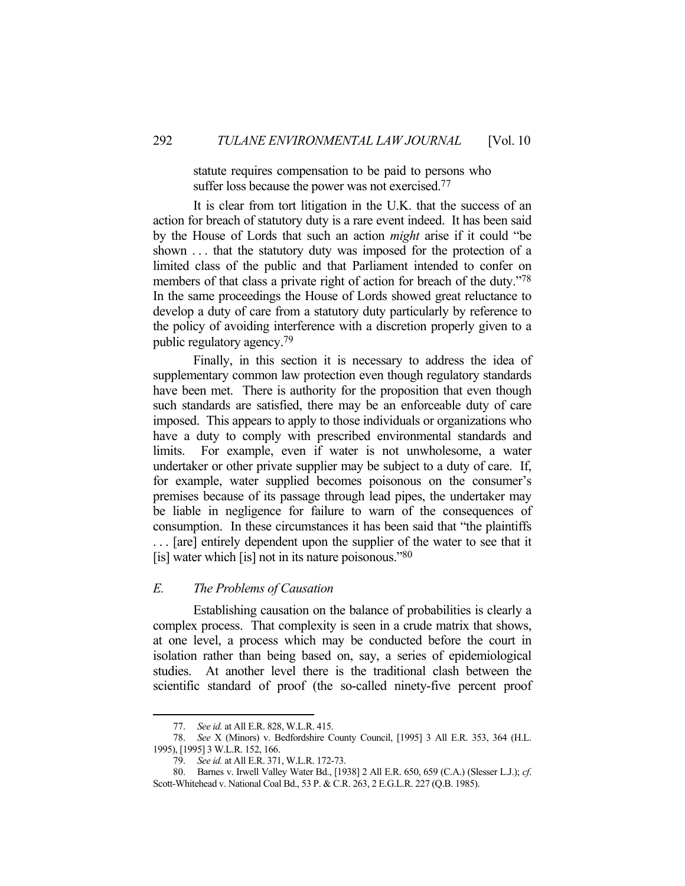statute requires compensation to be paid to persons who suffer loss because the power was not exercised.[77]

It is clear from tort litigation in the U.K. that the success of an action for breach of statutory duty is a rare event indeed. It has been said by the House of Lords that such an action *might* arise if it could "be shown . . . that the statutory duty was imposed for the protection of a limited class of the public and that Parliament intended to confer on members of that class a private right of action for breach of the duty."[78] In the same proceedings the House of Lords showed great reluctance to develop a duty of care from a statutory duty particularly by reference to the policy of avoiding interference with a discretion properly given to a public regulatory agency.[79]

Finally, in this section it is necessary to address the idea of supplementary common law protection even though regulatory standards have been met. There is authority for the proposition that even though such standards are satisfied, there may be an enforceable duty of care imposed. This appears to apply to those individuals or organizations who have a duty to comply with prescribed environmental standards and limits. For example, even if water is not unwholesome, a water undertaker or other private supplier may be subject to a duty of care. If, for example, water supplied becomes poisonous on the consumer's premises because of its passage through lead pipes, the undertaker may be liable in negligence for failure to warn of the consequences of consumption. In these circumstances it has been said that "the plaintiffs . . . [are] entirely dependent upon the supplier of the water to see that it [is] water which [is] not in its nature poisonous."[80]

### E. *The Problems of Causation*

Establishing causation on the balance of probabilities is clearly a complex process. That complexity is seen in a crude matrix that shows, at one level, a process which may be conducted before the court in isolation rather than being based on, say, a series of epidemiological studies. At another level there is the traditional clash between the scientific standard of proof (the so-called ninety-five percent proof

---

77. *See id.* at All E.R. 828, W.L.R. 415.

78. *See* X (Minors) v. Bedfordshire County Council, [1995] 3 All E.R. 353, 364 (H.L. 1995), [1995] 3 W.L.R. 152, 166.

79. *See id.* at All E.R. 371, W.L.R. 172-73.

80. Barnes v. Irwell Valley Water Bd., [1938] 2 All E.R. 650, 659 (C.A.) (Slesser L.J.); *cf.* Scott-Whitehead v. National Coal Bd., 53 P. & C.R. 263, 2 E.G.L.R. 227 (Q.B. 1985).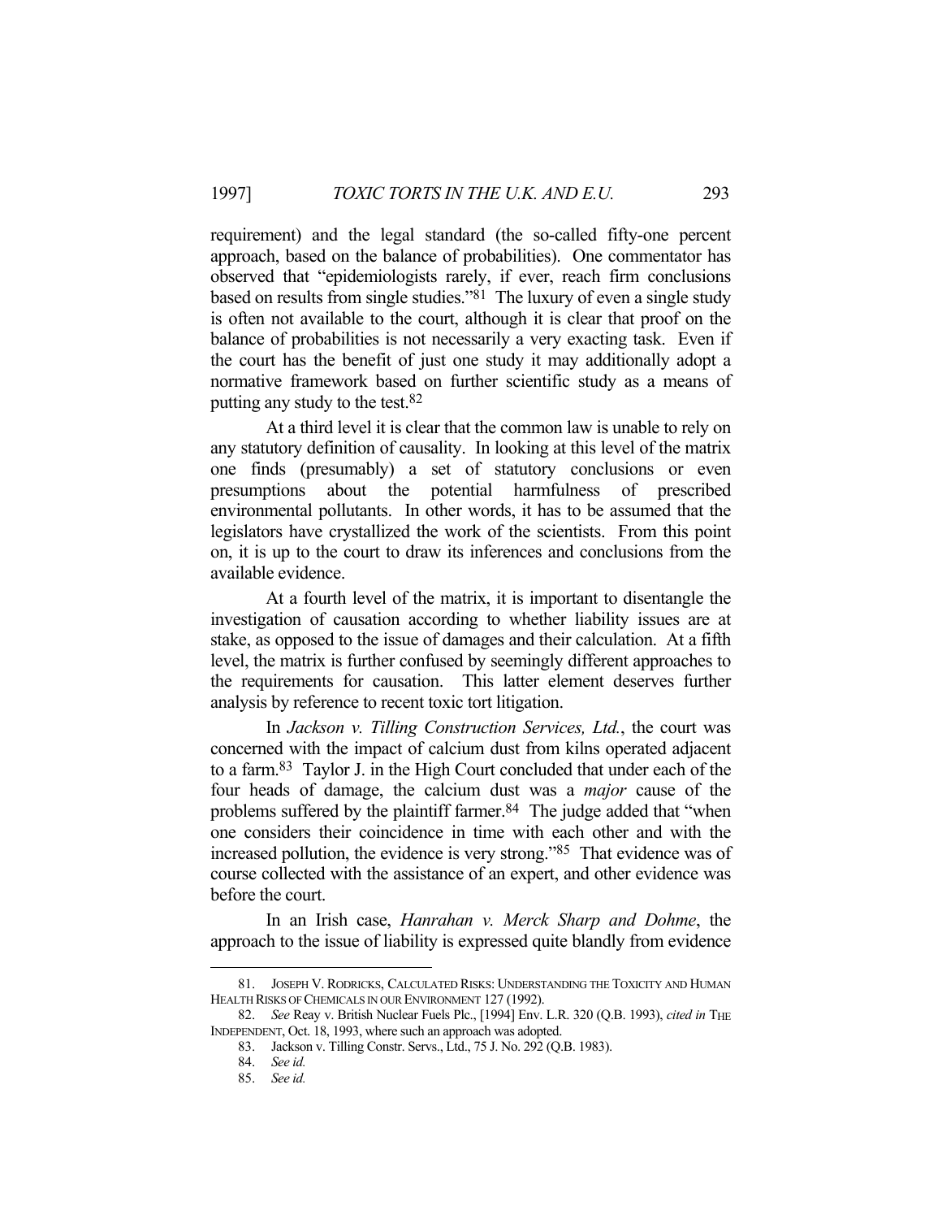requirement) and the legal standard (the so-called fifty-one percent approach, based on the balance of probabilities). One commentator has observed that "epidemiologists rarely, if ever, reach firm conclusions based on results from single studies."[81] The luxury of even a single study is often not available to the court, although it is clear that proof on the balance of probabilities is not necessarily a very exacting task. Even if the court has the benefit of just one study it may additionally adopt a normative framework based on further scientific study as a means of putting any study to the test.[82]

At a third level it is clear that the common law is unable to rely on any statutory definition of causality. In looking at this level of the matrix one finds (presumably) a set of statutory conclusions or even presumptions about the potential harmfulness of prescribed environmental pollutants. In other words, it has to be assumed that the legislators have crystallized the work of the scientists. From this point on, it is up to the court to draw its inferences and conclusions from the available evidence.

At a fourth level of the matrix, it is important to disentangle the investigation of causation according to whether liability issues are at stake, as opposed to the issue of damages and their calculation. At a fifth level, the matrix is further confused by seemingly different approaches to the requirements for causation. This latter element deserves further analysis by reference to recent toxic tort litigation.

In *Jackson v. Tilling Construction Services, Ltd.*, the court was concerned with the impact of calcium dust from kilns operated adjacent to a farm.[83] Taylor J. in the High Court concluded that under each of the four heads of damage, the calcium dust was a *major* cause of the problems suffered by the plaintiff farmer.[84] The judge added that "when one considers their coincidence in time with each other and with the increased pollution, the evidence is very strong."[85] That evidence was of course collected with the assistance of an expert, and other evidence was before the court.

In an Irish case, *Hanrahan v. Merck Sharp and Dohme*, the approach to the issue of liability is expressed quite blandly from evidence

---

81. JOSEPH V. RODRICKS, CALCULATED RISKS: UNDERSTANDING THE TOXICITY AND HUMAN HEALTH RISKS OF CHEMICALS IN OUR ENVIRONMENT 127 (1992).

82. *See* Reay v. British Nuclear Fuels Plc., [1994] Env. L.R. 320 (Q.B. 1993), *cited in* THE INDEPENDENT, Oct. 18, 1993, where such an approach was adopted.

83. Jackson v. Tilling Constr. Servs., Ltd., 75 J. No. 292 (Q.B. 1983).

84. *See id.*

85. *See id.*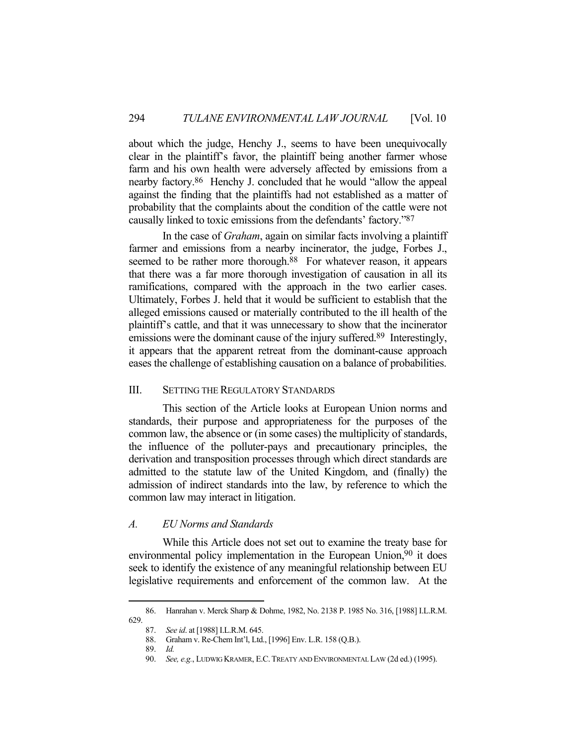about which the judge, Henchy J., seems to have been unequivocally clear in the plaintiff's favor, the plaintiff being another farmer whose farm and his own health were adversely affected by emissions from a nearby factory.[86] Henchy J. concluded that he would "allow the appeal against the finding that the plaintiffs had not established as a matter of probability that the complaints about the condition of the cattle were not causally linked to toxic emissions from the defendants' factory."[87]

In the case of *Graham*, again on similar facts involving a plaintiff farmer and emissions from a nearby incinerator, the judge, Forbes J., seemed to be rather more thorough.[88] For whatever reason, it appears that there was a far more thorough investigation of causation in all its ramifications, compared with the approach in the two earlier cases. Ultimately, Forbes J. held that it would be sufficient to establish that the alleged emissions caused or materially contributed to the ill health of the plaintiff's cattle, and that it was unnecessary to show that the incinerator emissions were the dominant cause of the injury suffered.[89] Interestingly, it appears that the apparent retreat from the dominant-cause approach eases the challenge of establishing causation on a balance of probabilities.

## III. Setting the Regulatory Standards

This section of the Article looks at European Union norms and standards, their purpose and appropriateness for the purposes of the common law, the absence or (in some cases) the multiplicity of standards, the influence of the polluter-pays and precautionary principles, the derivation and transposition processes through which direct standards are admitted to the statute law of the United Kingdom, and (finally) the admission of indirect standards into the law, by reference to which the common law may interact in litigation.

### *A. EU Norms and Standards*

While this Article does not set out to examine the treaty base for environmental policy implementation in the European Union,[90] it does seek to identify the existence of any meaningful relationship between EU legislative requirements and enforcement of the common law. At the

---

86. Hanrahan v. Merck Sharp & Dohme, 1982, No. 2138 P. 1985 No. 316, [1988] I.L.R.M. 629.

87. *See id.* at [1988] I.L.R.M. 645.

88. Graham v. Re-Chem Int'l, Ltd., [1996] Env. L.R. 158 (Q.B.).

89. *Id.*

90. *See, e.g.*, Ludwig Kramer, E.C. Treaty and Environmental Law (2d ed.) (1995).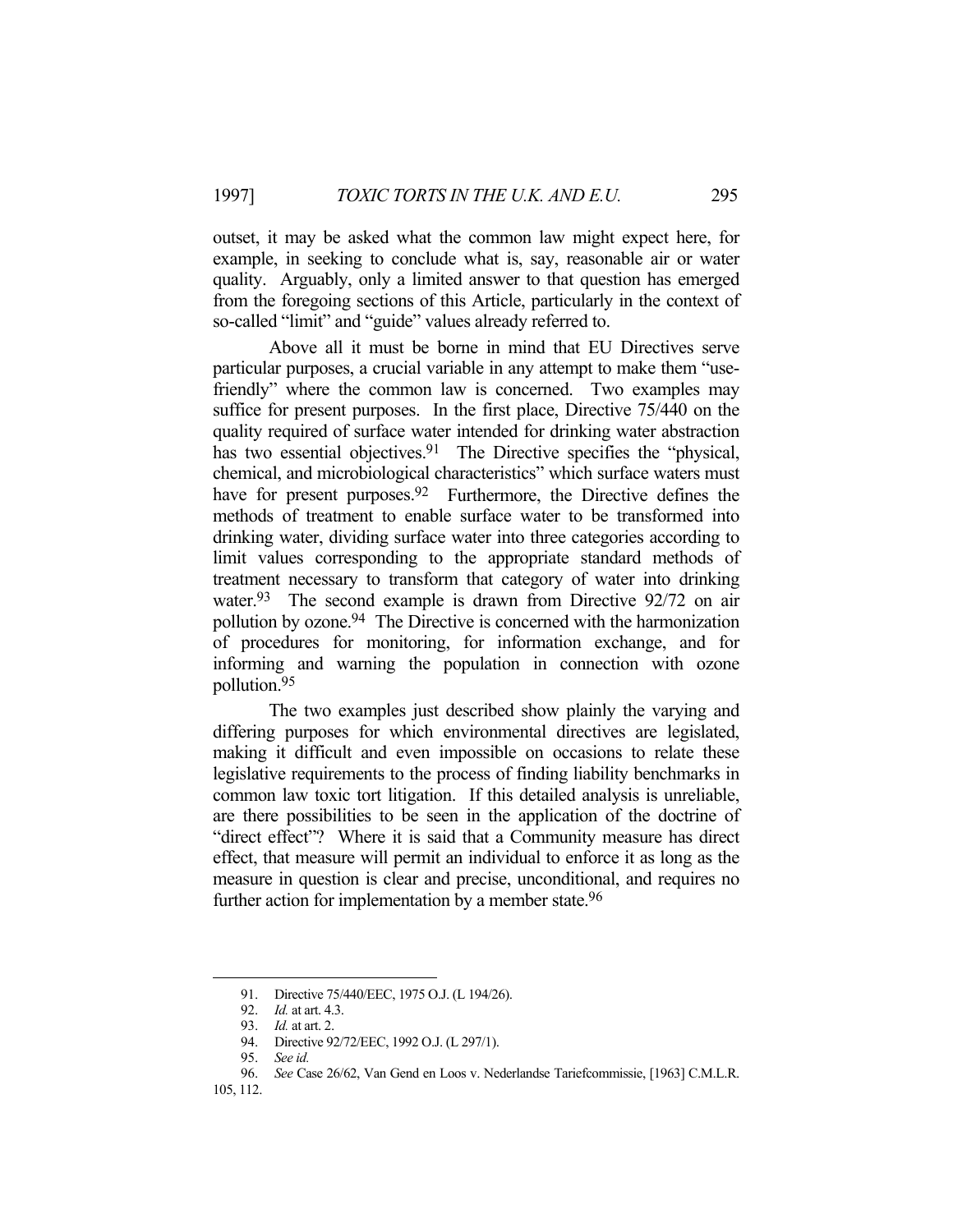outset, it may be asked what the common law might expect here, for example, in seeking to conclude what is, say, reasonable air or water quality. Arguably, only a limited answer to that question has emerged from the foregoing sections of this Article, particularly in the context of so-called "limit" and "guide" values already referred to.

Above all it must be borne in mind that EU Directives serve particular purposes, a crucial variable in any attempt to make them "use-friendly" where the common law is concerned. Two examples may suffice for present purposes. In the first place, Directive 75/440 on the quality required of surface water intended for drinking water abstraction has two essential objectives.[91] The Directive specifies the "physical, chemical, and microbiological characteristics" which surface waters must have for present purposes.[92] Furthermore, the Directive defines the methods of treatment to enable surface water to be transformed into drinking water, dividing surface water into three categories according to limit values corresponding to the appropriate standard methods of treatment necessary to transform that category of water into drinking water.[93] The second example is drawn from Directive 92/72 on air pollution by ozone.[94] The Directive is concerned with the harmonization of procedures for monitoring, for information exchange, and for informing and warning the population in connection with ozone pollution.[95]

The two examples just described show plainly the varying and differing purposes for which environmental directives are legislated, making it difficult and even impossible on occasions to relate these legislative requirements to the process of finding liability benchmarks in common law toxic tort litigation. If this detailed analysis is unreliable, are there possibilities to be seen in the application of the doctrine of "direct effect"? Where it is said that a Community measure has direct effect, that measure will permit an individual to enforce it as long as the measure in question is clear and precise, unconditional, and requires no further action for implementation by a member state.[96]

---

91. Directive 75/440/EEC, 1975 O.J. (L 194/26).

92. *Id.* at art. 4.3.

93. *Id.* at art. 2.

94. Directive 92/72/EEC, 1992 O.J. (L 297/1).

95. *See id.*

96. *See* Case 26/62, Van Gend en Loos v. Nederlandse Tariefcommissie, [1963] C.M.L.R. 105, 112.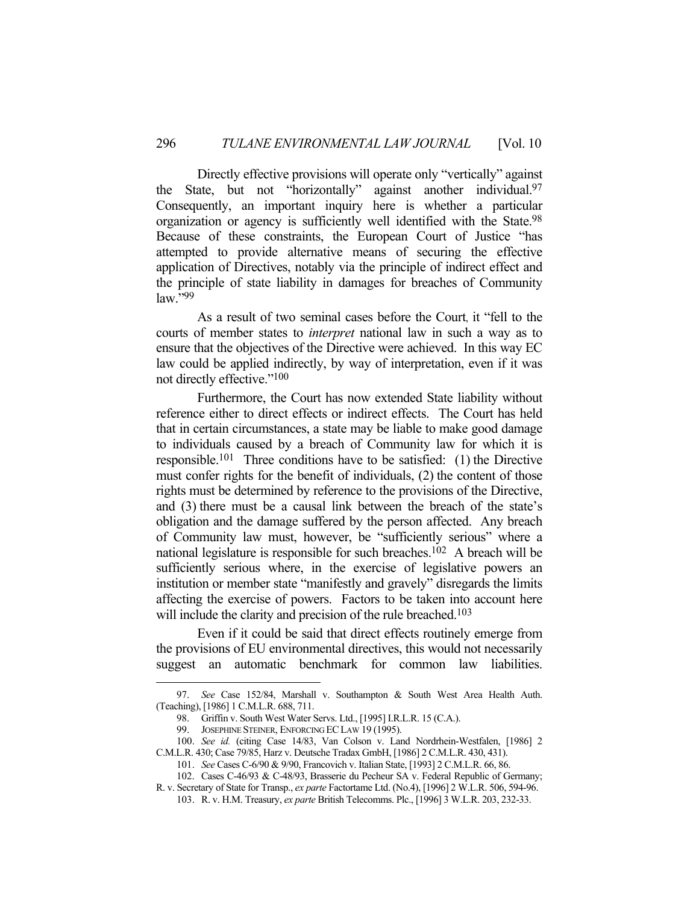Directly effective provisions will operate only "vertically" against the State, but not "horizontally" against another individual.[97] Consequently, an important inquiry here is whether a particular organization or agency is sufficiently well identified with the State.[98] Because of these constraints, the European Court of Justice "has attempted to provide alternative means of securing the effective application of Directives, notably via the principle of indirect effect and the principle of state liability in damages for breaches of Community law."[99]

As a result of two seminal cases before the Court, it "fell to the courts of member states to *interpret* national law in such a way as to ensure that the objectives of the Directive were achieved. In this way EC law could be applied indirectly, by way of interpretation, even if it was not directly effective."[100]

Furthermore, the Court has now extended State liability without reference either to direct effects or indirect effects. The Court has held that in certain circumstances, a state may be liable to make good damage to individuals caused by a breach of Community law for which it is responsible.[101] Three conditions have to be satisfied: (1) the Directive must confer rights for the benefit of individuals, (2) the content of those rights must be determined by reference to the provisions of the Directive, and (3) there must be a causal link between the breach of the state's obligation and the damage suffered by the person affected. Any breach of Community law must, however, be "sufficiently serious" where a national legislature is responsible for such breaches.[102] A breach will be sufficiently serious where, in the exercise of legislative powers an institution or member state "manifestly and gravely" disregards the limits affecting the exercise of powers. Factors to be taken into account here will include the clarity and precision of the rule breached.[103]

Even if it could be said that direct effects routinely emerge from the provisions of EU environmental directives, this would not necessarily suggest an automatic benchmark for common law liabilities.

---

97. *See* Case 152/84, Marshall v. Southampton & South West Area Health Auth. (Teaching), [1986] 1 C.M.L.R. 688, 711.

98. Griffin v. South West Water Servs. Ltd., [1995] I.R.L.R. 15 (C.A.).

99. JOSEPHINE STEINER, ENFORCING EC LAW 19 (1995).

100. *See id.* (citing Case 14/83, Van Colson v. Land Nordrhein-Westfalen, [1986] 2 C.M.L.R. 430; Case 79/85, Harz v. Deutsche Tradax GmbH, [1986] 2 C.M.L.R. 430, 431).

101. *See* Cases C-6/90 & 9/90, Francovich v. Italian State, [1993] 2 C.M.L.R. 66, 86.

102. Cases C-46/93 & C-48/93, Brasserie du Pecheur SA v. Federal Republic of Germany; R. v. Secretary of State for Transp., *ex parte* Factortame Ltd. (No.4), [1996] 2 W.L.R. 506, 594-96.

103. R. v. H.M. Treasury, *ex parte* British Telecomms. Plc., [1996] 3 W.L.R. 203, 232-33.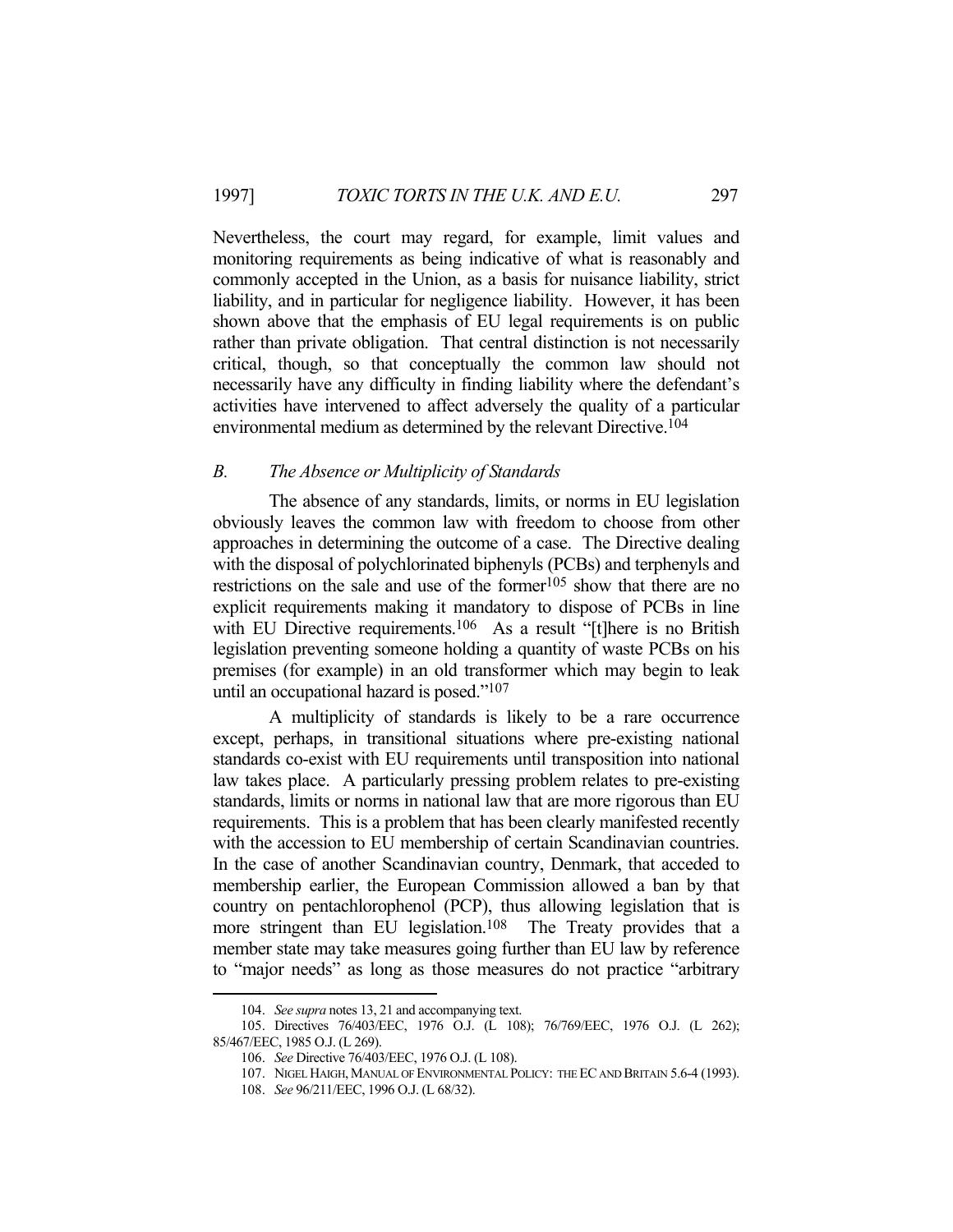Nevertheless, the court may regard, for example, limit values and monitoring requirements as being indicative of what is reasonably and commonly accepted in the Union, as a basis for nuisance liability, strict liability, and in particular for negligence liability. However, it has been shown above that the emphasis of EU legal requirements is on public rather than private obligation. That central distinction is not necessarily critical, though, so that conceptually the common law should not necessarily have any difficulty in finding liability where the defendant's activities have intervened to affect adversely the quality of a particular environmental medium as determined by the relevant Directive.[104]

### *B. The Absence or Multiplicity of Standards*

The absence of any standards, limits, or norms in EU legislation obviously leaves the common law with freedom to choose from other approaches in determining the outcome of a case. The Directive dealing with the disposal of polychlorinated biphenyls (PCBs) and terphenyls and restrictions on the sale and use of the former[105] show that there are no explicit requirements making it mandatory to dispose of PCBs in line with EU Directive requirements.[106] As a result "[t]here is no British legislation preventing someone holding a quantity of waste PCBs on his premises (for example) in an old transformer which may begin to leak until an occupational hazard is posed."[107]

A multiplicity of standards is likely to be a rare occurrence except, perhaps, in transitional situations where pre-existing national standards co-exist with EU requirements until transposition into national law takes place. A particularly pressing problem relates to pre-existing standards, limits or norms in national law that are more rigorous than EU requirements. This is a problem that has been clearly manifested recently with the accession to EU membership of certain Scandinavian countries. In the case of another Scandinavian country, Denmark, that acceded to membership earlier, the European Commission allowed a ban by that country on pentachlorophenol (PCP), thus allowing legislation that is more stringent than EU legislation.[108] The Treaty provides that a member state may take measures going further than EU law by reference to "major needs" as long as those measures do not practice "arbitrary

---

104. *See supra* notes 13, 21 and accompanying text.

105. Directives 76/403/EEC, 1976 O.J. (L 108); 76/769/EEC, 1976 O.J. (L 262); 85/467/EEC, 1985 O.J. (L 269).

106. *See* Directive 76/403/EEC, 1976 O.J. (L 108).

107. NIGEL HAIGH, MANUAL OF ENVIRONMENTAL POLICY: THE EC AND BRITAIN 5.6-4 (1993).

108. *See* 96/211/EEC, 1996 O.J. (L 68/32).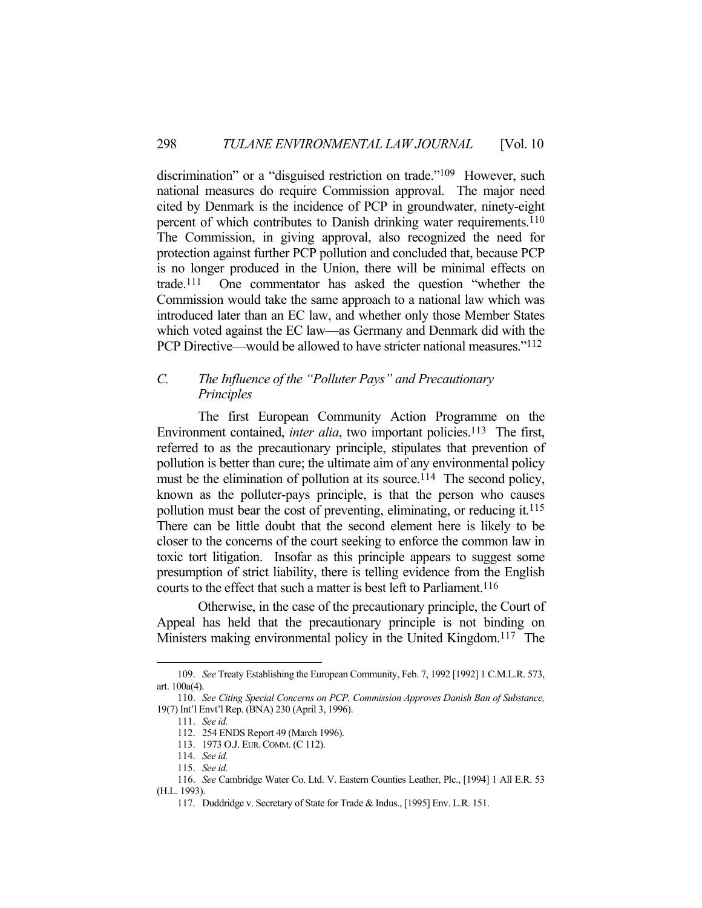discrimination" or a "disguised restriction on trade."[109] However, such national measures do require Commission approval. The major need cited by Denmark is the incidence of PCP in groundwater, ninety-eight percent of which contributes to Danish drinking water requirements.[110] The Commission, in giving approval, also recognized the need for protection against further PCP pollution and concluded that, because PCP is no longer produced in the Union, there will be minimal effects on trade.[111] One commentator has asked the question "whether the Commission would take the same approach to a national law which was introduced later than an EC law, and whether only those Member States which voted against the EC law—as Germany and Denmark did with the PCP Directive—would be allowed to have stricter national measures."[112]

### C. *The Influence of the "Polluter Pays" and Precautionary Principles*

The first European Community Action Programme on the Environment contained, *inter alia*, two important policies.[113] The first, referred to as the precautionary principle, stipulates that prevention of pollution is better than cure; the ultimate aim of any environmental policy must be the elimination of pollution at its source.[114] The second policy, known as the polluter-pays principle, is that the person who causes pollution must bear the cost of preventing, eliminating, or reducing it.[115] There can be little doubt that the second element here is likely to be closer to the concerns of the court seeking to enforce the common law in toxic tort litigation. Insofar as this principle appears to suggest some presumption of strict liability, there is telling evidence from the English courts to the effect that such a matter is best left to Parliament.[116]

Otherwise, in the case of the precautionary principle, the Court of Appeal has held that the precautionary principle is not binding on Ministers making environmental policy in the United Kingdom.[117] The

---

109. *See* Treaty Establishing the European Community, Feb. 7, 1992 [1992] 1 C.M.L.R. 573, art. 100a(4).

110. *See Citing Special Concerns on PCP, Commission Approves Danish Ban of Substance,* 19(7) Int'l Envt'l Rep. (BNA) 230 (April 3, 1996).

111. *See id.*

112. 254 ENDS Report 49 (March 1996).

113. 1973 O.J. EUR. COMM. (C 112).

114. *See id.*

115. *See id.*

116. *See* Cambridge Water Co. Ltd. V. Eastern Counties Leather, Plc., [1994] 1 All E.R. 53 (H.L. 1993).

117. Duddridge v. Secretary of State for Trade & Indus., [1995] Env. L.R. 151.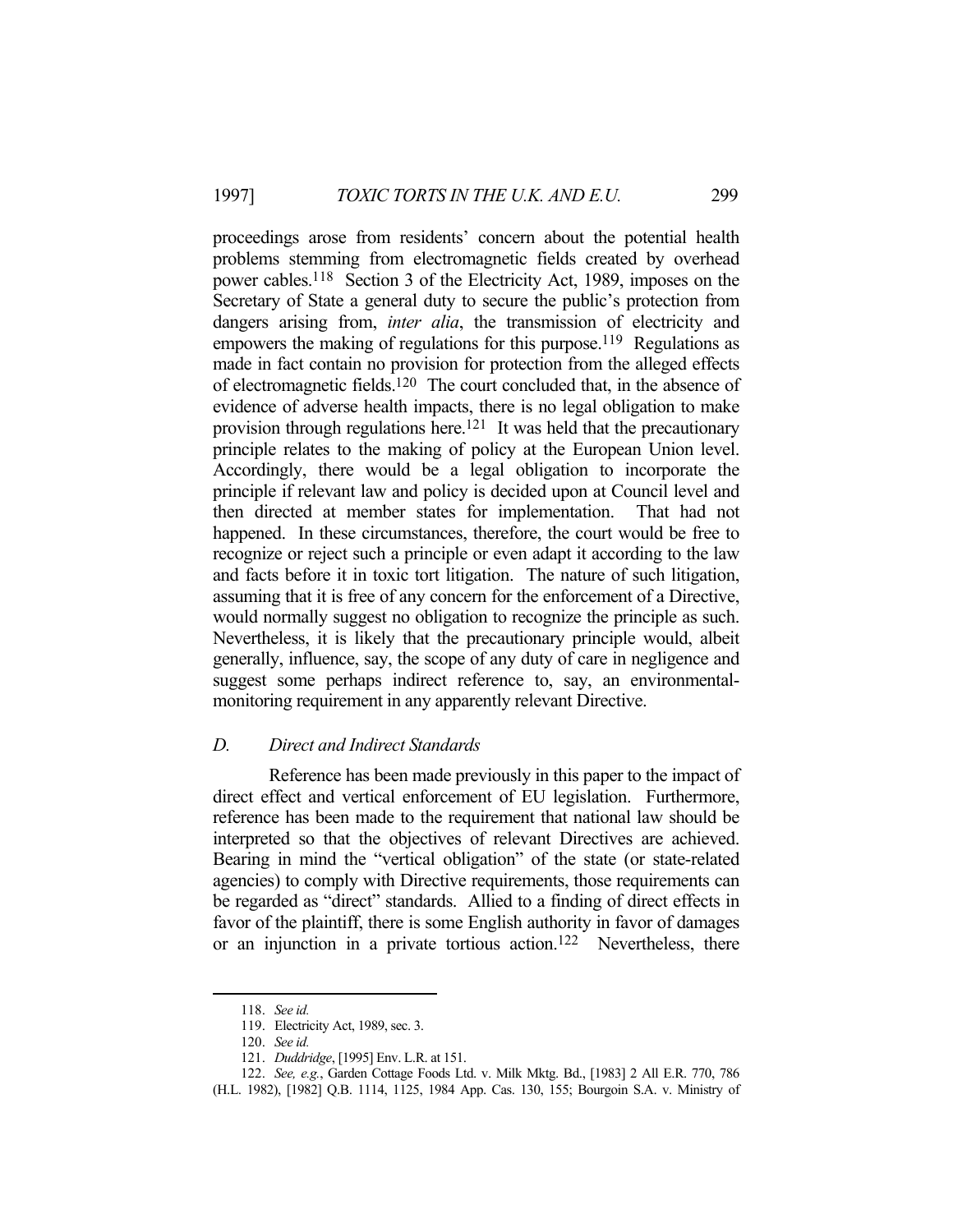proceedings arose from residents' concern about the potential health problems stemming from electromagnetic fields created by overhead power cables.[118] Section 3 of the Electricity Act, 1989, imposes on the Secretary of State a general duty to secure the public's protection from dangers arising from, *inter alia*, the transmission of electricity and empowers the making of regulations for this purpose.[119] Regulations as made in fact contain no provision for protection from the alleged effects of electromagnetic fields.[120] The court concluded that, in the absence of evidence of adverse health impacts, there is no legal obligation to make provision through regulations here.[121] It was held that the precautionary principle relates to the making of policy at the European Union level. Accordingly, there would be a legal obligation to incorporate the principle if relevant law and policy is decided upon at Council level and then directed at member states for implementation. That had not happened. In these circumstances, therefore, the court would be free to recognize or reject such a principle or even adapt it according to the law and facts before it in toxic tort litigation. The nature of such litigation, assuming that it is free of any concern for the enforcement of a Directive, would normally suggest no obligation to recognize the principle as such. Nevertheless, it is likely that the precautionary principle would, albeit generally, influence, say, the scope of any duty of care in negligence and suggest some perhaps indirect reference to, say, an environmental-monitoring requirement in any apparently relevant Directive.

### *D. Direct and Indirect Standards*

Reference has been made previously in this paper to the impact of direct effect and vertical enforcement of EU legislation. Furthermore, reference has been made to the requirement that national law should be interpreted so that the objectives of relevant Directives are achieved. Bearing in mind the "vertical obligation" of the state (or state-related agencies) to comply with Directive requirements, those requirements can be regarded as "direct" standards. Allied to a finding of direct effects in favor of the plaintiff, there is some English authority in favor of damages or an injunction in a private tortious action.[122] Nevertheless, there

---

118. *See id.*

119. Electricity Act, 1989, sec. 3.

120. *See id.*

121. *Duddridge*, [1995] Env. L.R. at 151.

122. *See, e.g.*, Garden Cottage Foods Ltd. v. Milk Mktg. Bd., [1983] 2 All E.R. 770, 786 (H.L. 1982), [1982] Q.B. 1114, 1125, 1984 App. Cas. 130, 155; Bourgoin S.A. v. Ministry of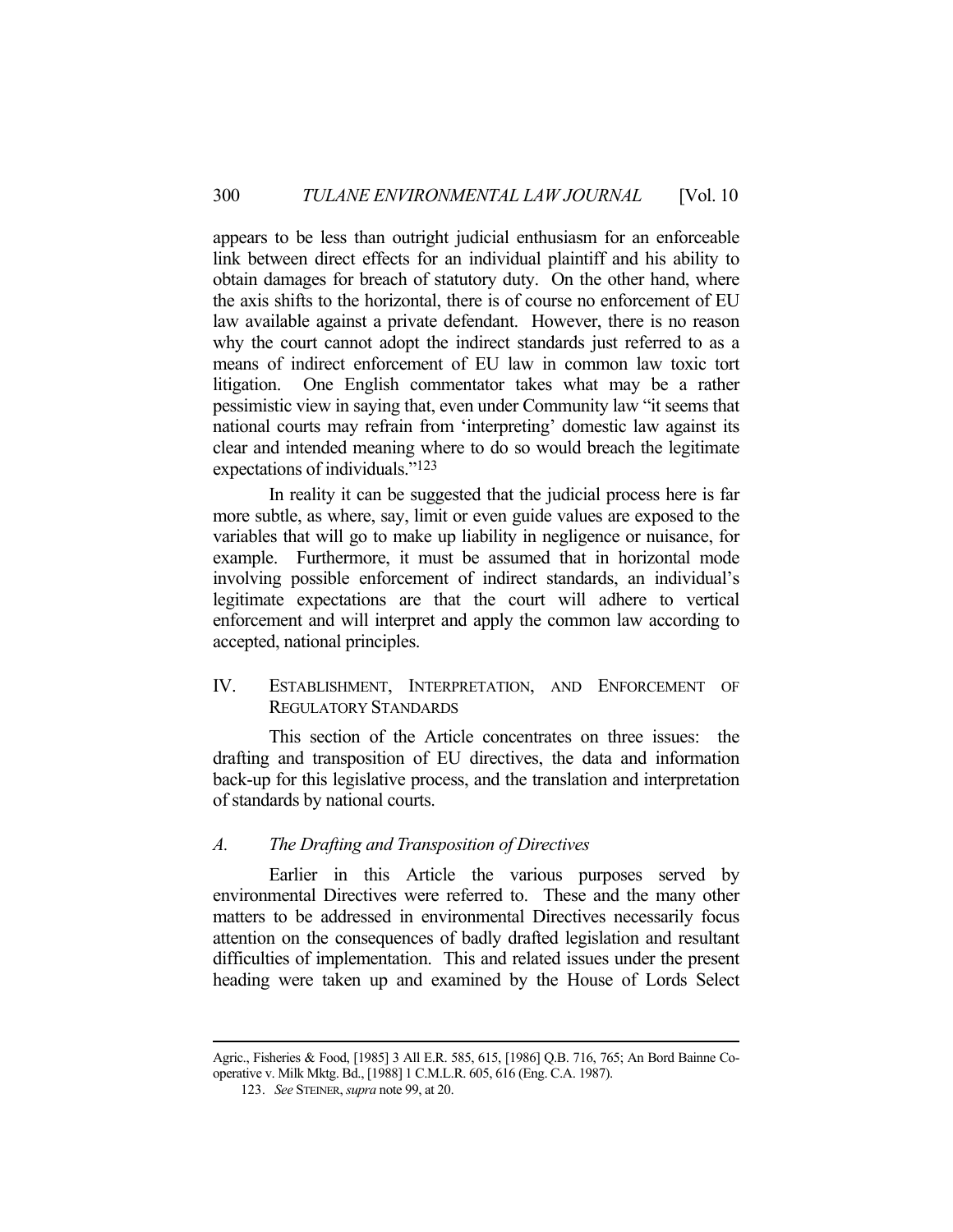appears to be less than outright judicial enthusiasm for an enforceable link between direct effects for an individual plaintiff and his ability to obtain damages for breach of statutory duty. On the other hand, where the axis shifts to the horizontal, there is of course no enforcement of EU law available against a private defendant. However, there is no reason why the court cannot adopt the indirect standards just referred to as a means of indirect enforcement of EU law in common law toxic tort litigation. One English commentator takes what may be a rather pessimistic view in saying that, even under Community law "it seems that national courts may refrain from 'interpreting' domestic law against its clear and intended meaning where to do so would breach the legitimate expectations of individuals."[123]

In reality it can be suggested that the judicial process here is far more subtle, as where, say, limit or even guide values are exposed to the variables that will go to make up liability in negligence or nuisance, for example. Furthermore, it must be assumed that in horizontal mode involving possible enforcement of indirect standards, an individual's legitimate expectations are that the court will adhere to vertical enforcement and will interpret and apply the common law according to accepted, national principles.

## IV. Establishment, Interpretation, and Enforcement of Regulatory Standards

This section of the Article concentrates on three issues: the drafting and transposition of EU directives, the data and information back-up for this legislative process, and the translation and interpretation of standards by national courts.

### *A. The Drafting and Transposition of Directives*

Earlier in this Article the various purposes served by environmental Directives were referred to. These and the many other matters to be addressed in environmental Directives necessarily focus attention on the consequences of badly drafted legislation and resultant difficulties of implementation. This and related issues under the present heading were taken up and examined by the House of Lords Select

---

Agric., Fisheries & Food, [1985] 3 All E.R. 585, 615, [1986] Q.B. 716, 765; An Bord Bainne Co-operative v. Milk Mktg. Bd., [1988] 1 C.M.L.R. 605, 616 (Eng. C.A. 1987).

123. *See* STEINER, *supra* note 99, at 20.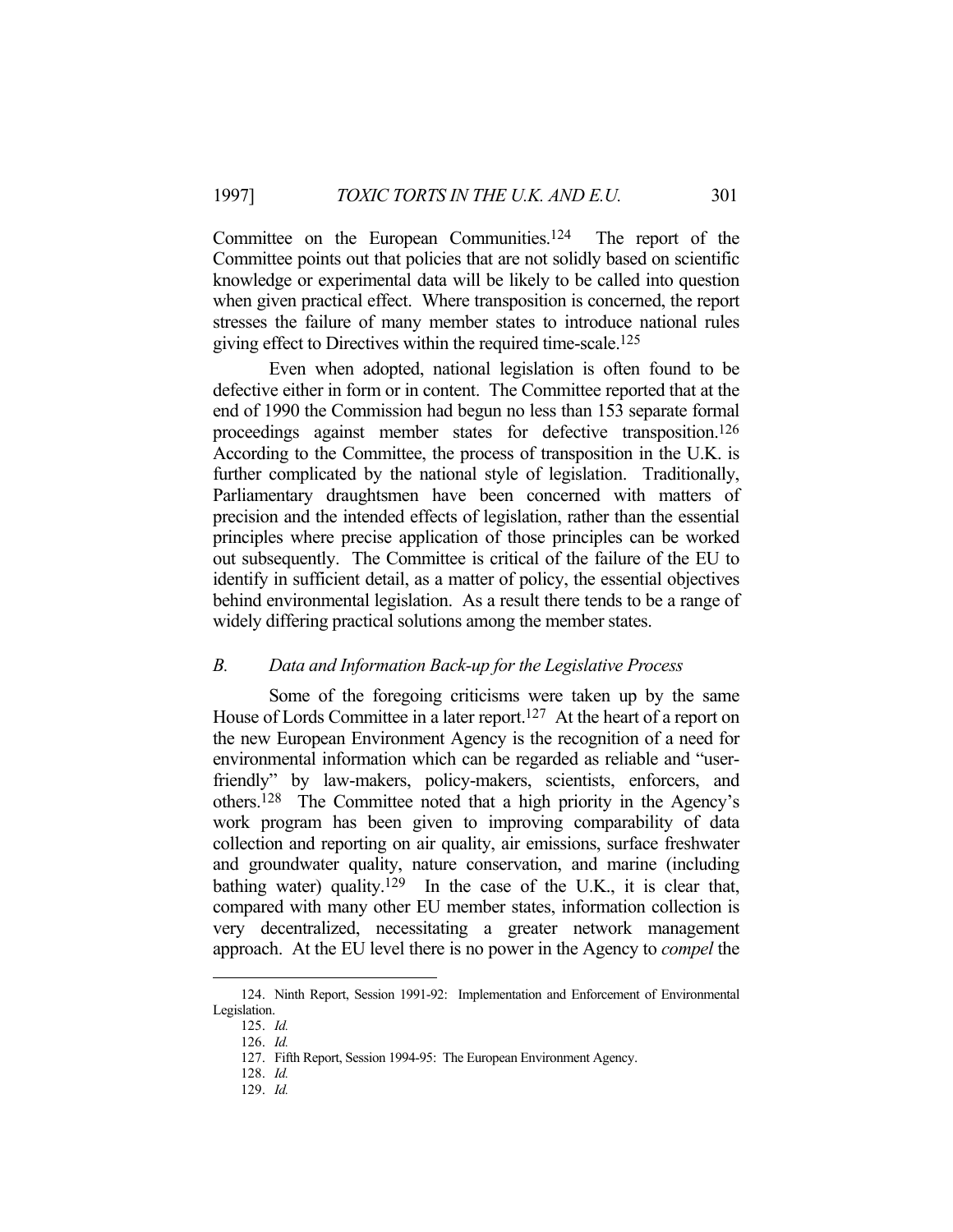Committee on the European Communities.[124] The report of the Committee points out that policies that are not solidly based on scientific knowledge or experimental data will be likely to be called into question when given practical effect. Where transposition is concerned, the report stresses the failure of many member states to introduce national rules giving effect to Directives within the required time-scale.[125]

Even when adopted, national legislation is often found to be defective either in form or in content. The Committee reported that at the end of 1990 the Commission had begun no less than 153 separate formal proceedings against member states for defective transposition.[126] According to the Committee, the process of transposition in the U.K. is further complicated by the national style of legislation. Traditionally, Parliamentary draughtsmen have been concerned with matters of precision and the intended effects of legislation, rather than the essential principles where precise application of those principles can be worked out subsequently. The Committee is critical of the failure of the EU to identify in sufficient detail, as a matter of policy, the essential objectives behind environmental legislation. As a result there tends to be a range of widely differing practical solutions among the member states.

## *B. Data and Information Back-up for the Legislative Process*

Some of the foregoing criticisms were taken up by the same House of Lords Committee in a later report.[127] At the heart of a report on the new European Environment Agency is the recognition of a need for environmental information which can be regarded as reliable and "user-friendly" by law-makers, policy-makers, scientists, enforcers, and others.[128] The Committee noted that a high priority in the Agency's work program has been given to improving comparability of data collection and reporting on air quality, air emissions, surface freshwater and groundwater quality, nature conservation, and marine (including bathing water) quality.[129] In the case of the U.K., it is clear that, compared with many other EU member states, information collection is very decentralized, necessitating a greater network management approach. At the EU level there is no power in the Agency to *compel* the

---

124. Ninth Report, Session 1991-92: Implementation and Enforcement of Environmental Legislation.

125. *Id.*

126. *Id.*

127. Fifth Report, Session 1994-95: The European Environment Agency.

128. *Id.*

129. *Id.*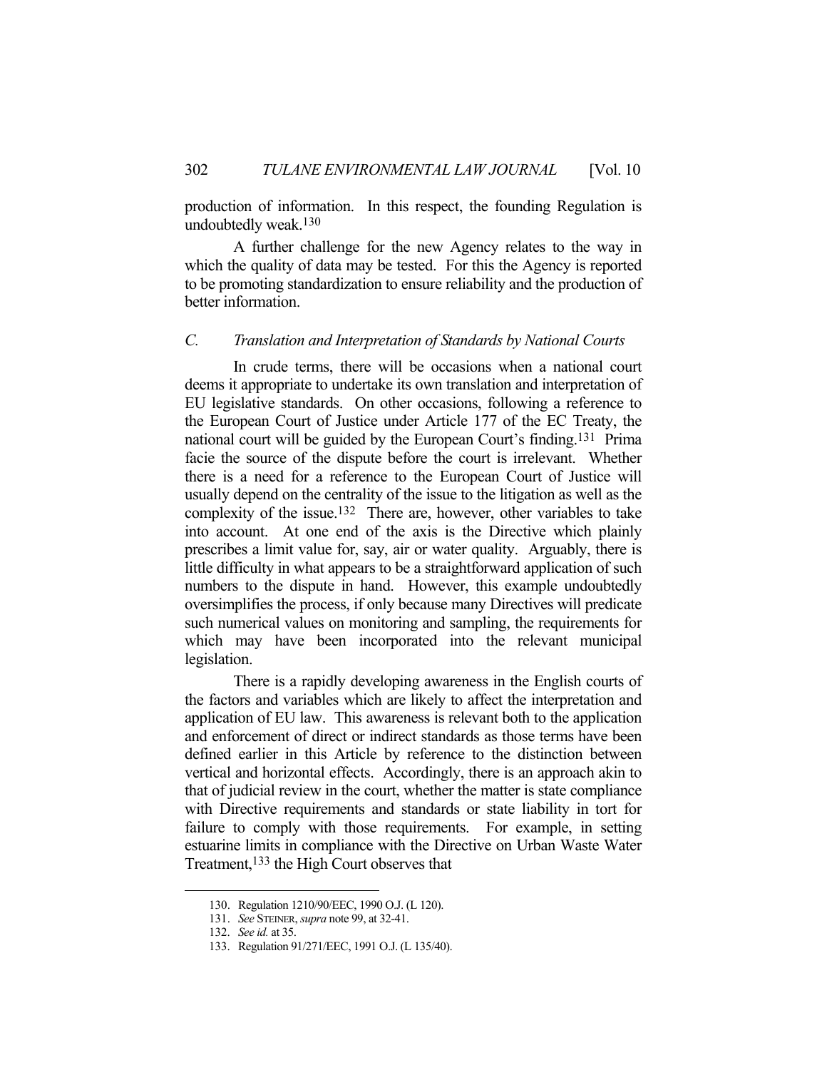production of information. In this respect, the founding Regulation is undoubtedly weak.[130]

A further challenge for the new Agency relates to the way in which the quality of data may be tested. For this the Agency is reported to be promoting standardization to ensure reliability and the production of better information.

### *C. Translation and Interpretation of Standards by National Courts*

In crude terms, there will be occasions when a national court deems it appropriate to undertake its own translation and interpretation of EU legislative standards. On other occasions, following a reference to the European Court of Justice under Article 177 of the EC Treaty, the national court will be guided by the European Court's finding.[131] Prima facie the source of the dispute before the court is irrelevant. Whether there is a need for a reference to the European Court of Justice will usually depend on the centrality of the issue to the litigation as well as the complexity of the issue.[132] There are, however, other variables to take into account. At one end of the axis is the Directive which plainly prescribes a limit value for, say, air or water quality. Arguably, there is little difficulty in what appears to be a straightforward application of such numbers to the dispute in hand. However, this example undoubtedly oversimplifies the process, if only because many Directives will predicate such numerical values on monitoring and sampling, the requirements for which may have been incorporated into the relevant municipal legislation.

There is a rapidly developing awareness in the English courts of the factors and variables which are likely to affect the interpretation and application of EU law. This awareness is relevant both to the application and enforcement of direct or indirect standards as those terms have been defined earlier in this Article by reference to the distinction between vertical and horizontal effects. Accordingly, there is an approach akin to that of judicial review in the court, whether the matter is state compliance with Directive requirements and standards or state liability in tort for failure to comply with those requirements. For example, in setting estuarine limits in compliance with the Directive on Urban Waste Water Treatment,[133] the High Court observes that

---

130. Regulation 1210/90/EEC, 1990 O.J. (L 120).

131. *See* STEINER, *supra* note 99, at 32-41.

132. *See id.* at 35.

133. Regulation 91/271/EEC, 1991 O.J. (L 135/40).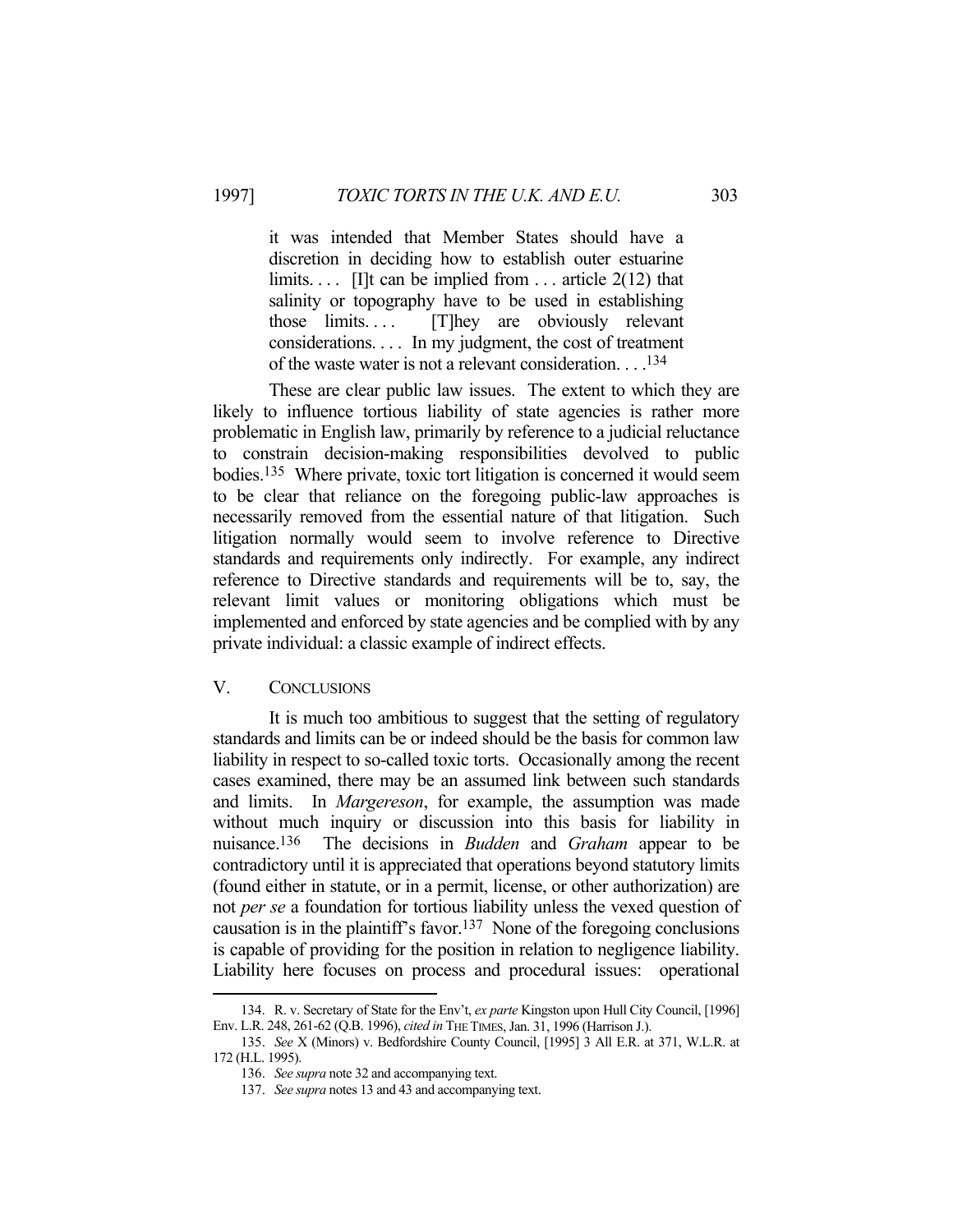> it was intended that Member States should have a discretion in deciding how to establish outer estuarine limits. . . . [I]t can be implied from . . . article 2(12) that salinity or topography have to be used in establishing those limits. . . . [T]hey are obviously relevant considerations. . . . In my judgment, the cost of treatment of the waste water is not a relevant consideration. . . .[134]

These are clear public law issues. The extent to which they are likely to influence tortious liability of state agencies is rather more problematic in English law, primarily by reference to a judicial reluctance to constrain decision-making responsibilities devolved to public bodies.[135] Where private, toxic tort litigation is concerned it would seem to be clear that reliance on the foregoing public-law approaches is necessarily removed from the essential nature of that litigation. Such litigation normally would seem to involve reference to Directive standards and requirements only indirectly. For example, any indirect reference to Directive standards and requirements will be to, say, the relevant limit values or monitoring obligations which must be implemented and enforced by state agencies and be complied with by any private individual: a classic example of indirect effects.

## V. CONCLUSIONS

It is much too ambitious to suggest that the setting of regulatory standards and limits can be or indeed should be the basis for common law liability in respect to so-called toxic torts. Occasionally among the recent cases examined, there may be an assumed link between such standards and limits. In *Margereson*, for example, the assumption was made without much inquiry or discussion into this basis for liability in nuisance.[136] The decisions in *Budden* and *Graham* appear to be contradictory until it is appreciated that operations beyond statutory limits (found either in statute, or in a permit, license, or other authorization) are not *per se* a foundation for tortious liability unless the vexed question of causation is in the plaintiff's favor.[137] None of the foregoing conclusions is capable of providing for the position in relation to negligence liability. Liability here focuses on process and procedural issues: operational

---

134. R. v. Secretary of State for the Env't, *ex parte* Kingston upon Hull City Council, [1996] Env. L.R. 248, 261-62 (Q.B. 1996), *cited in* THE TIMES, Jan. 31, 1996 (Harrison J.).

135. *See* X (Minors) v. Bedfordshire County Council, [1995] 3 All E.R. at 371, W.L.R. at 172 (H.L. 1995).

136. *See supra* note 32 and accompanying text.

137. *See supra* notes 13 and 43 and accompanying text.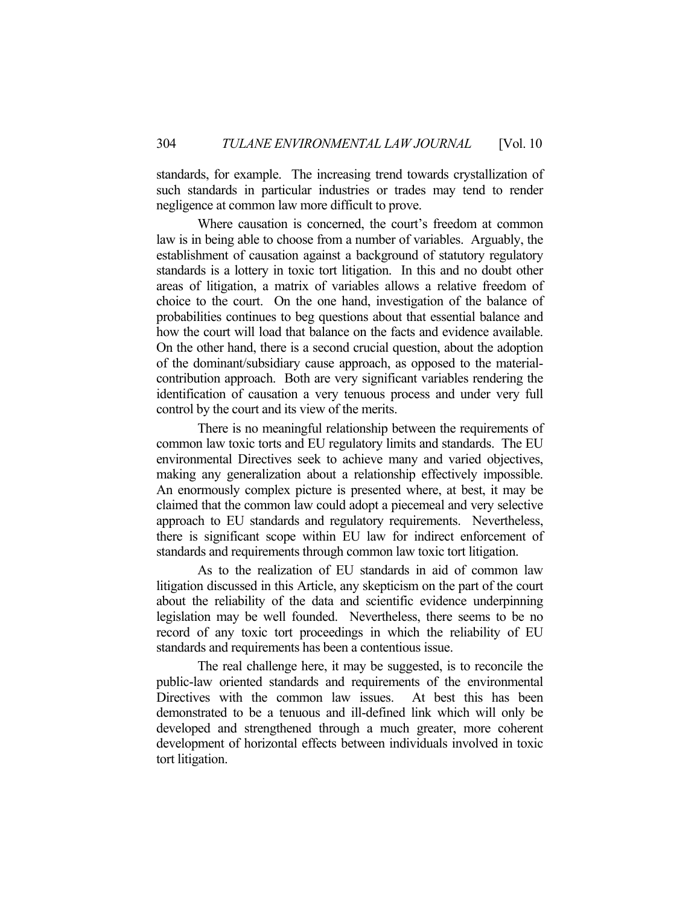standards, for example. The increasing trend towards crystallization of such standards in particular industries or trades may tend to render negligence at common law more difficult to prove.

Where causation is concerned, the court's freedom at common law is in being able to choose from a number of variables. Arguably, the establishment of causation against a background of statutory regulatory standards is a lottery in toxic tort litigation. In this and no doubt other areas of litigation, a matrix of variables allows a relative freedom of choice to the court. On the one hand, investigation of the balance of probabilities continues to beg questions about that essential balance and how the court will load that balance on the facts and evidence available. On the other hand, there is a second crucial question, about the adoption of the dominant/subsidiary cause approach, as opposed to the material-contribution approach. Both are very significant variables rendering the identification of causation a very tenuous process and under very full control by the court and its view of the merits.

There is no meaningful relationship between the requirements of common law toxic torts and EU regulatory limits and standards. The EU environmental Directives seek to achieve many and varied objectives, making any generalization about a relationship effectively impossible. An enormously complex picture is presented where, at best, it may be claimed that the common law could adopt a piecemeal and very selective approach to EU standards and regulatory requirements. Nevertheless, there is significant scope within EU law for indirect enforcement of standards and requirements through common law toxic tort litigation.

As to the realization of EU standards in aid of common law litigation discussed in this Article, any skepticism on the part of the court about the reliability of the data and scientific evidence underpinning legislation may be well founded. Nevertheless, there seems to be no record of any toxic tort proceedings in which the reliability of EU standards and requirements has been a contentious issue.

The real challenge here, it may be suggested, is to reconcile the public-law oriented standards and requirements of the environmental Directives with the common law issues. At best this has been demonstrated to be a tenuous and ill-defined link which will only be developed and strengthened through a much greater, more coherent development of horizontal effects between individuals involved in toxic tort litigation.